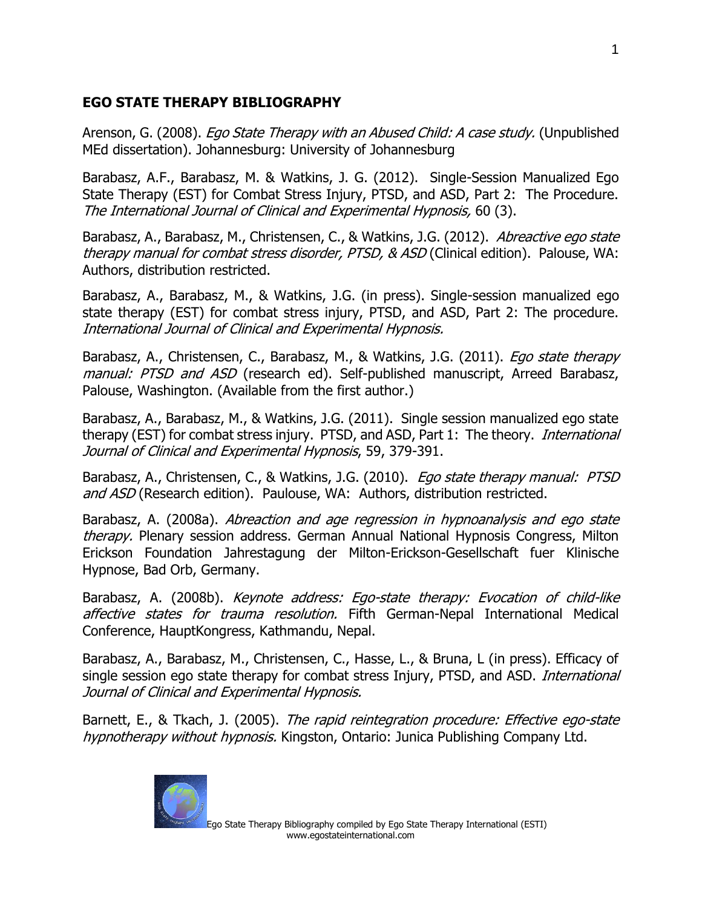**EGO STATE THERAPY BIBLIOGRAPHY**

Arenson, G. (2008). *Ego State Therapy with an Abused Child: A case study.* (Unpublished MEd dissertation). Johannesburg: University of Johannesburg

Barabasz, A.F., Barabasz, M. & Watkins, J. G. (2012). Single-Session Manualized Ego State Therapy (EST) for Combat Stress Injury, PTSD, and ASD, Part 2: The Procedure. *The International Journal of Clinical and Experimental Hypnosis,* 60 (3).

Barabasz, A., Barabasz, M., Christensen, C., & Watkins, J.G. (2012). *Abreactive ego state therapy manual for combat stress disorder, PTSD, & ASD* (Clinical edition). Palouse, WA: Authors, distribution restricted.

Barabasz, A., Barabasz, M., & Watkins, J.G. (in press). Single-session manualized ego state therapy (EST) for combat stress injury, PTSD, and ASD, Part 2: The procedure. *International Journal of Clinical and Experimental Hypnosis.*

Barabasz, A., Christensen, C., Barabasz, M., & Watkins, J.G. (2011). *Ego state therapy manual: PTSD and ASD* (research ed). Self-published manuscript, Arreed Barabasz, Palouse, Washington. (Available from the first author.)

Barabasz, A., Barabasz, M., & Watkins, J.G. (2011). Single session manualized ego state therapy (EST) for combat stress injury. PTSD, and ASD, Part 1: The theory. *International Journal of Clinical and Experimental Hypnosis*, 59, 379-391.

Barabasz, A., Christensen, C., & Watkins, J.G. (2010). *Ego state therapy manual: PTSD and ASD* (Research edition). Paulouse, WA: Authors, distribution restricted.

Barabasz, A. (2008a). *Abreaction and age regression in hypnoanalysis and ego state therapy.* Plenary session address. German Annual National Hypnosis Congress, Milton Erickson Foundation Jahrestagung der Milton-Erickson-Gesellschaft fuer Klinische Hypnose, Bad Orb, Germany.

Barabasz, A. (2008b). *Keynote address: Ego-state therapy: Evocation of child-like affective states for trauma resolution.* Fifth German-Nepal International Medical Conference, HauptKongress, Kathmandu, Nepal.

Barabasz, A., Barabasz, M., Christensen, C., Hasse, L., & Bruna, L (in press). Efficacy of single session ego state therapy for combat stress Injury, PTSD, and ASD. *International Journal of Clinical and Experimental Hypnosis.*

Barnett, E., & Tkach, J. (2005). *The rapid reintegration procedure: Effective ego-state hypnotherapy without hypnosis.* Kingston, Ontario: Junica Publishing Company Ltd.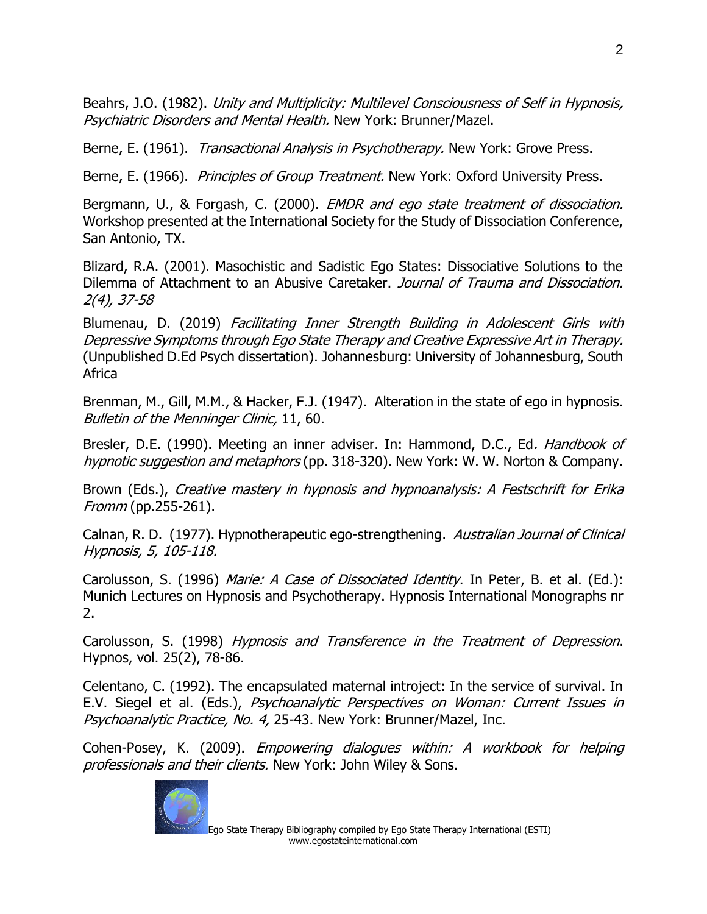Beahrs, J.O. (1982). *Unity and Multiplicity: Multilevel Consciousness of Self in Hypnosis, Psychiatric Disorders and Mental Health.* New York: Brunner/Mazel.

Berne, E. (1961). *Transactional Analysis in Psychotherapy.* New York: Grove Press.

Berne, E. (1966). *Principles of Group Treatment.* New York: Oxford University Press.

Bergmann, U., & Forgash, C. (2000). *EMDR and ego state treatment of dissociation.* Workshop presented at the International Society for the Study of Dissociation Conference, San Antonio, TX.

Blizard, R.A. (2001). Masochistic and Sadistic Ego States: Dissociative Solutions to the Dilemma of Attachment to an Abusive Caretaker. *Journal of Trauma and Dissociation. 2(4), 37-58*

Blumenau, D. (2019) *Facilitating Inner Strength Building in Adolescent Girls with Depressive Symptoms through Ego State Therapy and Creative Expressive Art in Therapy.* (Unpublished D.Ed Psych dissertation). Johannesburg: University of Johannesburg, South Africa

Brenman, M., Gill, M.M., & Hacker, F.J. (1947). Alteration in the state of ego in hypnosis. *Bulletin of the Menninger Clinic,* 11, 60.

Bresler, D.E. (1990). Meeting an inner adviser. In: Hammond, D.C., Ed*. Handbook of hypnotic suggestion and metaphors* (pp. 318-320). New York: W. W. Norton & Company.

Brown (Eds.), *Creative mastery in hypnosis and hypnoanalysis: A Festschrift for Erika Fromm* (pp.255-261).

Calnan, R. D. (1977). Hypnotherapeutic ego-strengthening. *Australian Journal of Clinical Hypnosis, 5, 105-118.*

Carolusson, S. (1996) *Marie: A Case of Dissociated Identity*. In Peter, B. et al. (Ed.): Munich Lectures on Hypnosis and Psychotherapy. Hypnosis International Monographs nr 2.

Carolusson, S. (1998) *Hypnosis and Transference in the Treatment of Depression*. Hypnos, vol. 25(2), 78-86.

Celentano, C. (1992). The encapsulated maternal introject: In the service of survival. In E.V. Siegel et al. (Eds.), *Psychoanalytic Perspectives on Woman: Current Issues in Psychoanalytic Practice, No. 4,* 25-43. New York: Brunner/Mazel, Inc.

Cohen-Posey, K. (2009). *Empowering dialogues within: A workbook for helping professionals and their clients.* New York: John Wiley & Sons.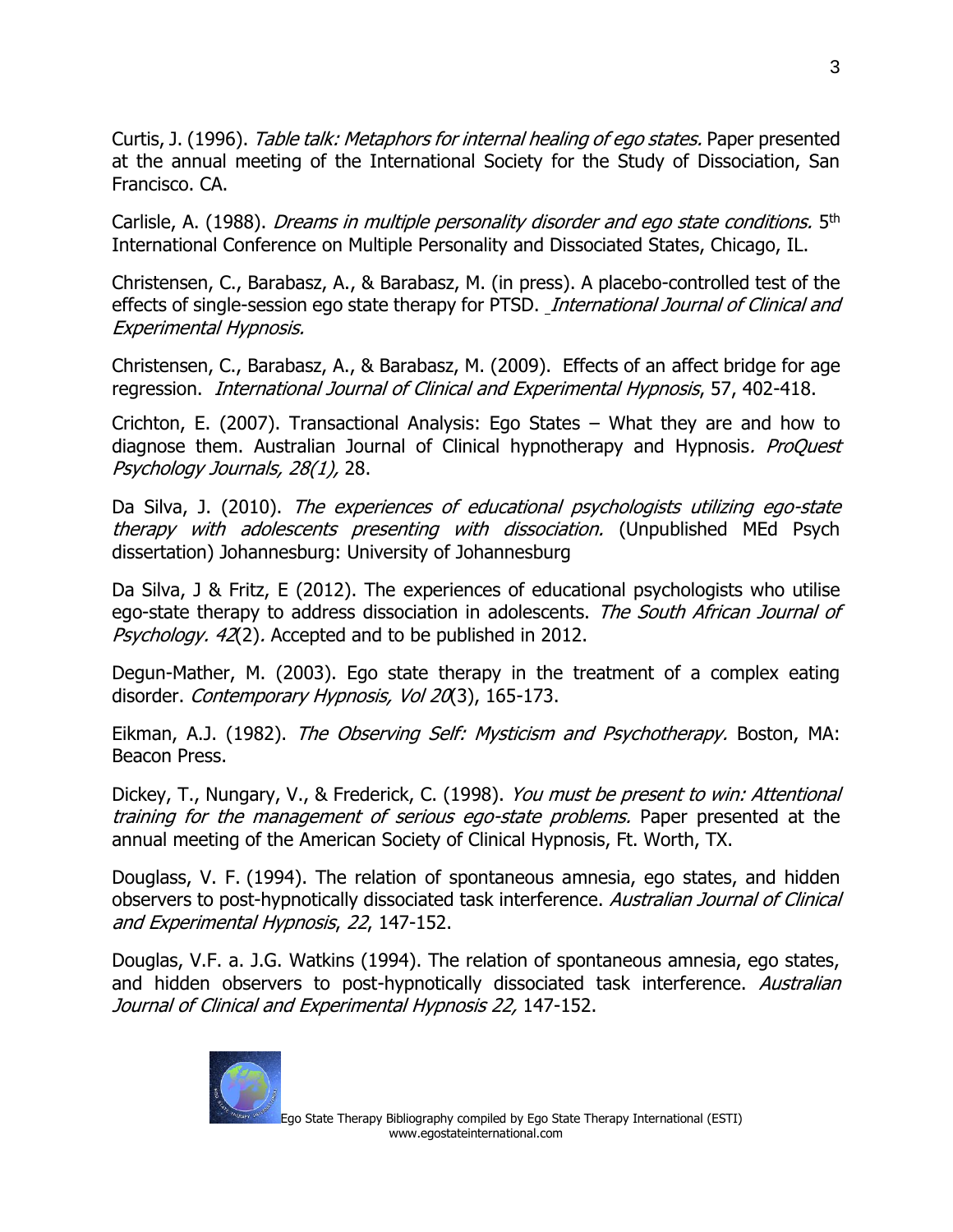Curtis, J. (1996). *Table talk: Metaphors for internal healing of ego states.* Paper presented at the annual meeting of the International Society for the Study of Dissociation, San Francisco. CA.

Carlisle, A. (1988). *Dreams in multiple personality disorder and ego state conditions.* 5th International Conference on Multiple Personality and Dissociated States, Chicago, IL.

Christensen, C., Barabasz, A., & Barabasz, M. (in press). A placebo-controlled test of the effects of single-session ego state therapy for PTSD. *International Journal of Clinical and Experimental Hypnosis.*

Christensen, C., Barabasz, A., & Barabasz, M. (2009). Effects of an affect bridge for age regression. *International Journal of Clinical and Experimental Hypnosis*, 57, 402-418.

Crichton, E. (2007). Transactional Analysis: Ego States – What they are and how to diagnose them. Australian Journal of Clinical hypnotherapy and Hypnosis*. ProQuest Psychology Journals, 28(1),* 28.

Da Silva, J. (2010). *The experiences of educational psychologists utilizing ego-state therapy with adolescents presenting with dissociation.* (Unpublished MEd Psych dissertation) Johannesburg: University of Johannesburg

Da Silva, J & Fritz, E (2012). The experiences of educational psychologists who utilise ego-state therapy to address dissociation in adolescents. *The South African Journal of Psychology. 42*(2). Accepted and to be published in 2012.

Degun-Mather, M. (2003). Ego state therapy in the treatment of a complex eating disorder. *Contemporary Hypnosis, Vol 20*(3), 165-173.

Eikman, A.J. (1982). *The Observing Self: Mysticism and Psychotherapy.* Boston, MA: Beacon Press.

Dickey, T., Nungary, V., & Frederick, C. (1998). *You must be present to win: Attentional training for the management of serious ego-state problems.* Paper presented at the annual meeting of the American Society of Clinical Hypnosis, Ft. Worth, TX.

Douglass, V. F. (1994). The relation of spontaneous amnesia, ego states, and hidden observers to post-hypnotically dissociated task interference. *Australian Journal of Clinical and Experimental Hypnosis*, *22*, 147-152.

Douglas, V.F. a. J.G. Watkins (1994). The relation of spontaneous amnesia, ego states, and hidden observers to post-hypnotically dissociated task interference. *Australian Journal of Clinical and Experimental Hypnosis 22,* 147-152.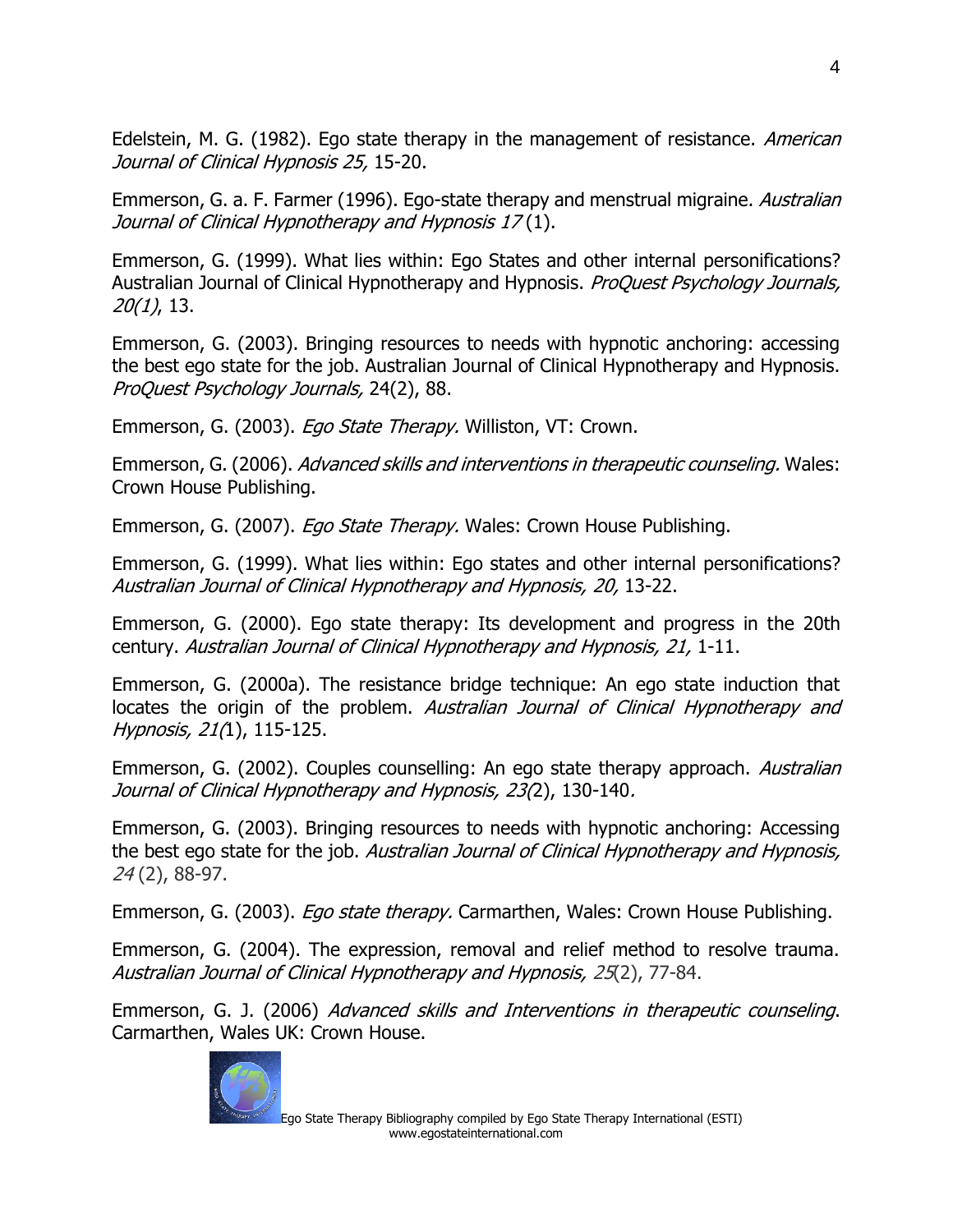Edelstein, M. G. (1982). Ego state therapy in the management of resistance. *American Journal of Clinical Hypnosis 25,* 15-20.

Emmerson, G. a. F. Farmer (1996). Ego-state therapy and menstrual migraine. *Australian Journal of Clinical Hypnotherapy and Hypnosis 17* (1).

Emmerson, G. (1999). What lies within: Ego States and other internal personifications? Australian Journal of Clinical Hypnotherapy and Hypnosis. *ProQuest Psychology Journals, 20(1)*, 13.

Emmerson, G. (2003). Bringing resources to needs with hypnotic anchoring: accessing the best ego state for the job. Australian Journal of Clinical Hypnotherapy and Hypnosis. *ProQuest Psychology Journals,* 24(2), 88.

Emmerson, G. (2003). *Ego State Therapy.* Williston, VT: Crown.

Emmerson, G. (2006). *Advanced skills and interventions in therapeutic counseling.* Wales: Crown House Publishing.

Emmerson, G. (2007). *Ego State Therapy.* Wales: Crown House Publishing.

Emmerson, G. (1999). What lies within: Ego states and other internal personifications? *Australian Journal of Clinical Hypnotherapy and Hypnosis, 20,* 13-22.

Emmerson, G. (2000). Ego state therapy: Its development and progress in the 20th century. *Australian Journal of Clinical Hypnotherapy and Hypnosis, 21,* 1-11.

Emmerson, G. (2000a). The resistance bridge technique: An ego state induction that locates the origin of the problem. *Australian Journal of Clinical Hypnotherapy and Hypnosis, 21(*1), 115-125.

Emmerson, G. (2002). Couples counselling: An ego state therapy approach. *Australian Journal of Clinical Hypnotherapy and Hypnosis, 23(*2), 130-140*.*

Emmerson, G. (2003). Bringing resources to needs with hypnotic anchoring: Accessing the best ego state for the job. *Australian Journal of Clinical Hypnotherapy and Hypnosis, 24* (2), 88-97.

Emmerson, G. (2003). *Ego state therapy.* Carmarthen, Wales: Crown House Publishing.

Emmerson, G. (2004). The expression, removal and relief method to resolve trauma. *Australian Journal of Clinical Hypnotherapy and Hypnosis, 25*(2), 77-84.

Emmerson, G. J. (2006) *Advanced skills and Interventions in therapeutic counseling*. Carmarthen, Wales UK: Crown House.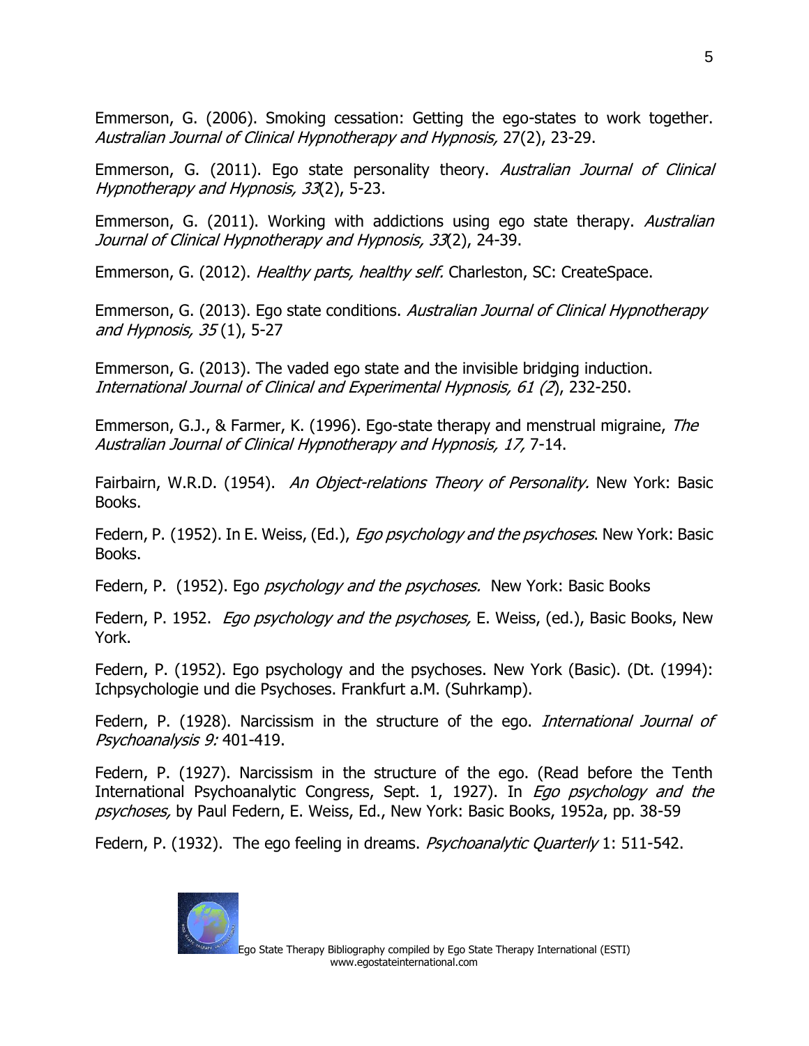Emmerson, G. (2006). Smoking cessation: Getting the ego-states to work together. *Australian Journal of Clinical Hypnotherapy and Hypnosis,* 27(2), 23-29.

Emmerson, G. (2011). Ego state personality theory. *Australian Journal of Clinical Hypnotherapy and Hypnosis, 33*(2), 5-23.

Emmerson, G. (2011). Working with addictions using ego state therapy. *Australian Journal of Clinical Hypnotherapy and Hypnosis, 33*(2), 24-39.

Emmerson, G. (2012). *Healthy parts, healthy self.* Charleston, SC: CreateSpace.

Emmerson, G. (2013). Ego state conditions. *Australian Journal of Clinical Hypnotherapy and Hypnosis, 35* (1), 5-27

Emmerson, G. (2013). The vaded ego state and the invisible bridging induction. *International Journal of Clinical and Experimental Hypnosis, 61 (2*), 232-250.

Emmerson, G.J., & Farmer, K. (1996). Ego-state therapy and menstrual migraine, *The Australian Journal of Clinical Hypnotherapy and Hypnosis, 17,* 7-14.

Fairbairn, W.R.D. (1954). *An Object-relations Theory of Personality.* New York: Basic Books.

Federn, P. (1952). In E. Weiss, (Ed.), *Ego psychology and the psychoses*. New York: Basic Books.

Federn, P. (1952). Ego *psychology and the psychoses.* New York: Basic Books

Federn, P. 1952. *Ego psychology and the psychoses,* E. Weiss, (ed.), Basic Books, New York.

Federn, P. (1952). Ego psychology and the psychoses. New York (Basic). (Dt. (1994): Ichpsychologie und die Psychoses. Frankfurt a.M. (Suhrkamp).

Federn, P. (1928). Narcissism in the structure of the ego. *International Journal of Psychoanalysis 9:* 401-419.

Federn, P. (1927). Narcissism in the structure of the ego. (Read before the Tenth International Psychoanalytic Congress, Sept. 1, 1927). In *Ego psychology and the psychoses,* by Paul Federn, E. Weiss, Ed., New York: Basic Books, 1952a, pp. 38-59

Federn, P. (1932). The ego feeling in dreams. *Psychoanalytic Quarterly* 1: 511-542.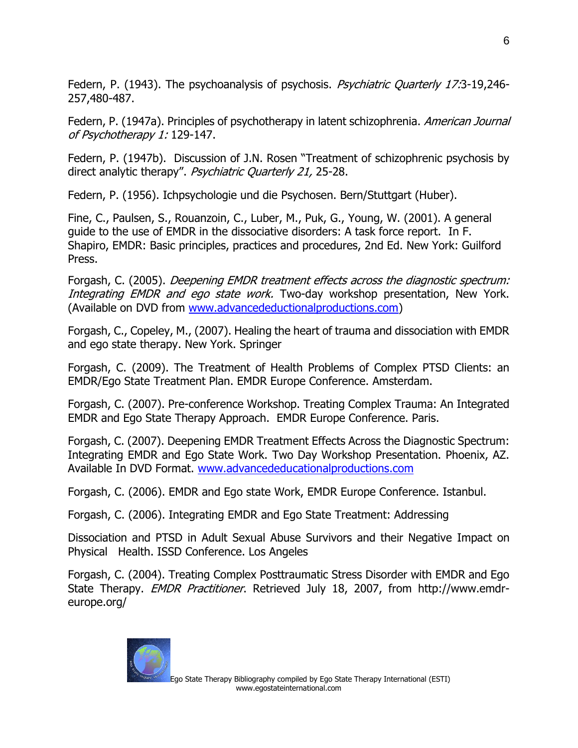Federn, P. (1943). The psychoanalysis of psychosis. *Psychiatric Quarterly 17:*3-19,246-257,480-487.

Federn, P. (1947a). Principles of psychotherapy in latent schizophrenia. *American Journal of Psychotherapy 1:* 129-147.

Federn, P. (1947b). Discussion of J.N. Rosen "Treatment of schizophrenic psychosis by direct analytic therapy". *Psychiatric Quarterly 21,* 25-28.

Federn, P. (1956). Ichpsychologie und die Psychosen. Bern/Stuttgart (Huber).

Fine, C., Paulsen, S., Rouanzoin, C., Luber, M., Puk, G., Young, W. (2001). A general guide to the use of EMDR in the dissociative disorders: A task force report. In F. Shapiro, EMDR: Basic principles, practices and procedures, 2nd Ed. New York: Guilford Press.

Forgash, C. (2005). *Deepening EMDR treatment effects across the diagnostic spectrum: Integrating EMDR and ego state work.* Two-day workshop presentation, New York. (Available on DVD from www.advancedeductionalproductions.com)

Forgash, C., Copeley, M., (2007). Healing the heart of trauma and dissociation with EMDR and ego state therapy. New York. Springer

Forgash, C. (2009). The Treatment of Health Problems of Complex PTSD Clients: an EMDR/Ego State Treatment Plan. EMDR Europe Conference. Amsterdam.

Forgash, C. (2007). Pre-conference Workshop. Treating Complex Trauma: An Integrated EMDR and Ego State Therapy Approach. EMDR Europe Conference. Paris.

Forgash, C. (2007). Deepening EMDR Treatment Effects Across the Diagnostic Spectrum: Integrating EMDR and Ego State Work. Two Day Workshop Presentation. Phoenix, AZ. Available In DVD Format. www.advancededucationalproductions.com

Forgash, C. (2006). EMDR and Ego state Work, EMDR Europe Conference. Istanbul.

Forgash, C. (2006). Integrating EMDR and Ego State Treatment: Addressing

Dissociation and PTSD in Adult Sexual Abuse Survivors and their Negative Impact on Physical Health. ISSD Conference. Los Angeles

Forgash, C. (2004). Treating Complex Posttraumatic Stress Disorder with EMDR and Ego State Therapy. *EMDR Practitioner*. Retrieved July 18, 2007, from http://www.emdr-europe.org/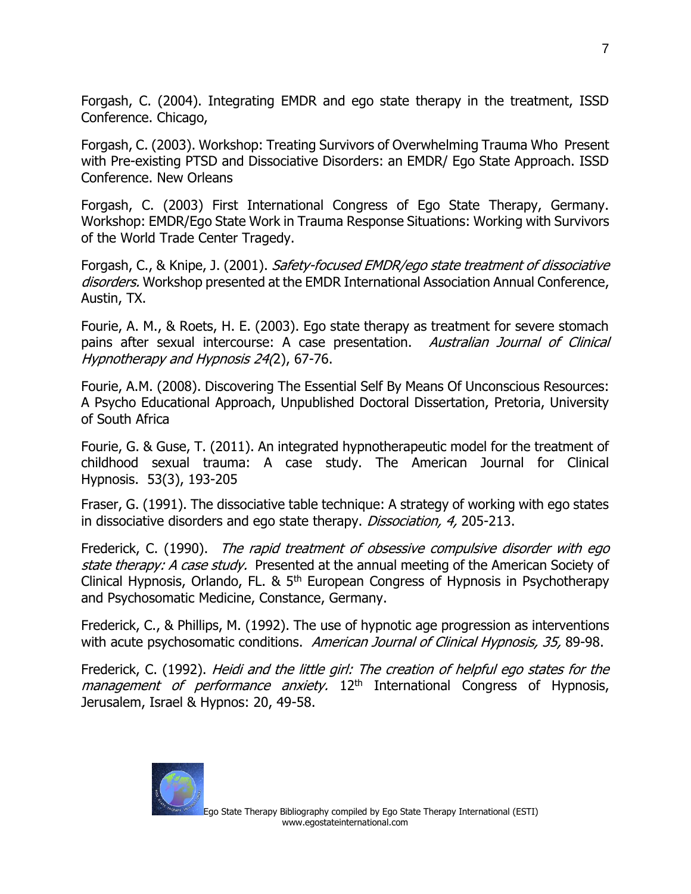Forgash, C. (2004). Integrating EMDR and ego state therapy in the treatment, ISSD Conference. Chicago,

Forgash, C. (2003). Workshop: Treating Survivors of Overwhelming Trauma Who Present with Pre-existing PTSD and Dissociative Disorders: an EMDR/ Ego State Approach. ISSD Conference. New Orleans

Forgash, C. (2003) First International Congress of Ego State Therapy, Germany. Workshop: EMDR/Ego State Work in Trauma Response Situations: Working with Survivors of the World Trade Center Tragedy.

Forgash, C., & Knipe, J. (2001). *Safety-focused EMDR/ego state treatment of dissociative disorders.* Workshop presented at the EMDR International Association Annual Conference, Austin, TX.

Fourie, A. M., & Roets, H. E. (2003). Ego state therapy as treatment for severe stomach pains after sexual intercourse: A case presentation. *Australian Journal of Clinical Hypnotherapy and Hypnosis 24(*2), 67-76.

Fourie, A.M. (2008). Discovering The Essential Self By Means Of Unconscious Resources: A Psycho Educational Approach, Unpublished Doctoral Dissertation, Pretoria, University of South Africa

Fourie, G. & Guse, T. (2011). An integrated hypnotherapeutic model for the treatment of childhood sexual trauma: A case study. The American Journal for Clinical Hypnosis. 53(3), 193-205

Fraser, G. (1991). The dissociative table technique: A strategy of working with ego states in dissociative disorders and ego state therapy. *Dissociation, 4,* 205-213.

Frederick, C. (1990). *The rapid treatment of obsessive compulsive disorder with ego state therapy: A case study.* Presented at the annual meeting of the American Society of Clinical Hypnosis, Orlando, FL. & 5th European Congress of Hypnosis in Psychotherapy and Psychosomatic Medicine, Constance, Germany.

Frederick, C., & Phillips, M. (1992). The use of hypnotic age progression as interventions with acute psychosomatic conditions. *American Journal of Clinical Hypnosis, 35,* 89-98.

Frederick, C. (1992). *Heidi and the little girl: The creation of helpful ego states for the management of performance anxiety.* 12th International Congress of Hypnosis, Jerusalem, Israel & Hypnos: 20, 49-58.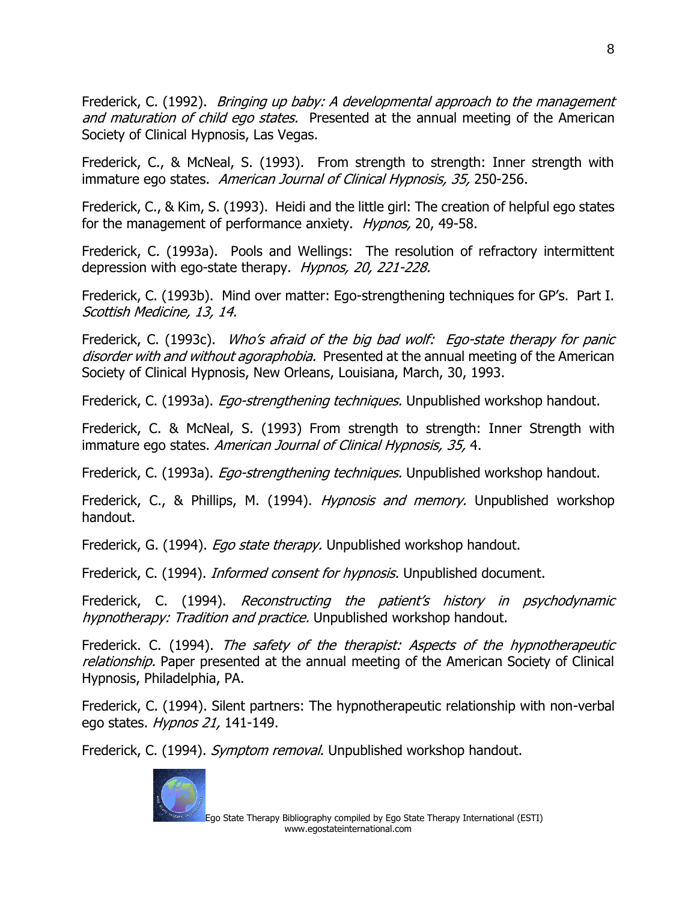Frederick, C. (1992). *Bringing up baby: A developmental approach to the management and maturation of child ego states.* Presented at the annual meeting of the American Society of Clinical Hypnosis, Las Vegas.

Frederick, C., & McNeal, S. (1993). From strength to strength: Inner strength with immature ego states. *American Journal of Clinical Hypnosis, 35,* 250-256.

Frederick, C., & Kim, S. (1993). Heidi and the little girl: The creation of helpful ego states for the management of performance anxiety. *Hypnos,* 20, 49-58.

Frederick, C. (1993a). Pools and Wellings: The resolution of refractory intermittent depression with ego-state therapy. *Hypnos, 20, 221-228.*

Frederick, C. (1993b). Mind over matter: Ego-strengthening techniques for GP's. Part I. *Scottish Medicine, 13, 14.*

Frederick, C. (1993c). *Who's afraid of the big bad wolf: Ego-state therapy for panic disorder with and without agoraphobia.* Presented at the annual meeting of the American Society of Clinical Hypnosis, New Orleans, Louisiana, March, 30, 1993.

Frederick, C. (1993a). *Ego-strengthening techniques.* Unpublished workshop handout.

Frederick, C. & McNeal, S. (1993) From strength to strength: Inner Strength with immature ego states. *American Journal of Clinical Hypnosis, 35,* 4.

Frederick, C. (1993a). *Ego-strengthening techniques.* Unpublished workshop handout.

Frederick, C., & Phillips, M. (1994). *Hypnosis and memory.* Unpublished workshop handout.

Frederick, G. (1994). *Ego state therapy.* Unpublished workshop handout.

Frederick, C. (1994). *Informed consent for hypnosis.* Unpublished document.

Frederick, C. (1994). *Reconstructing the patient's history in psychodynamic hypnotherapy: Tradition and practice.* Unpublished workshop handout.

Frederick. C. (1994). *The safety of the therapist: Aspects of the hypnotherapeutic relationship.* Paper presented at the annual meeting of the American Society of Clinical Hypnosis, Philadelphia, PA.

Frederick, C. (1994). Silent partners: The hypnotherapeutic relationship with non-verbal ego states. *Hypnos 21,* 141-149.

Frederick, C. (1994). *Symptom removal.* Unpublished workshop handout.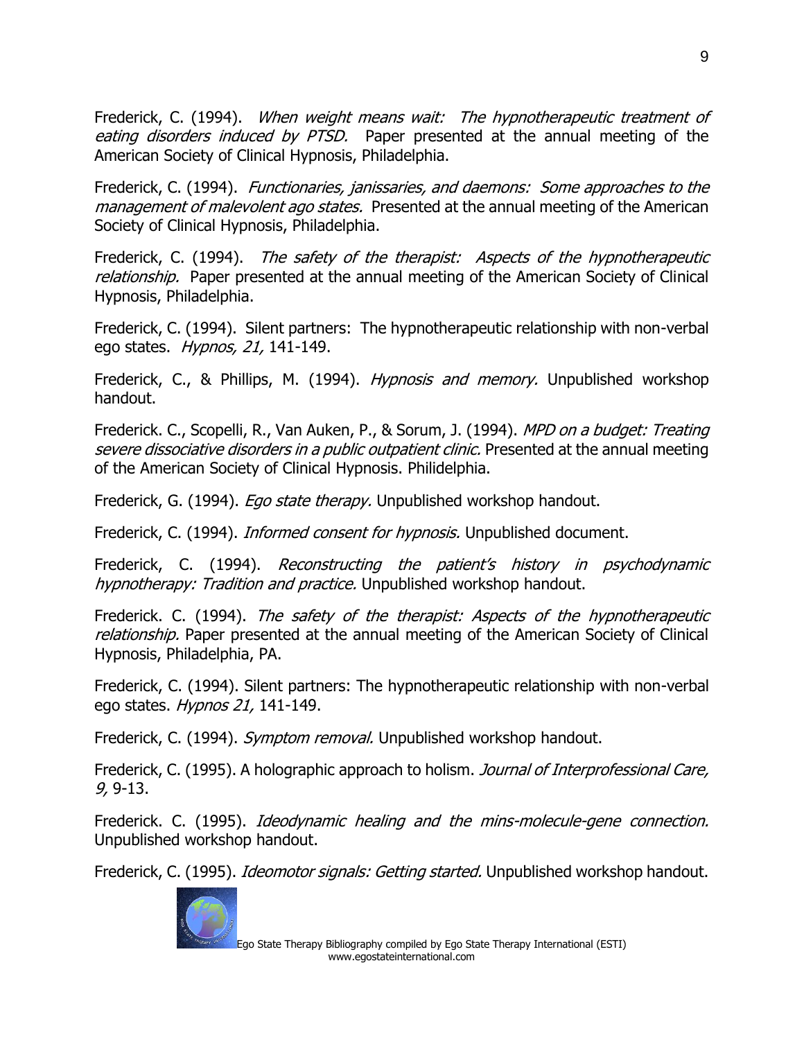Frederick, C. (1994). *When weight means wait: The hypnotherapeutic treatment of eating disorders induced by PTSD.* Paper presented at the annual meeting of the American Society of Clinical Hypnosis, Philadelphia.

Frederick, C. (1994). *Functionaries, janissaries, and daemons: Some approaches to the management of malevolent ago states.* Presented at the annual meeting of the American Society of Clinical Hypnosis, Philadelphia.

Frederick, C. (1994). *The safety of the therapist: Aspects of the hypnotherapeutic relationship.* Paper presented at the annual meeting of the American Society of Clinical Hypnosis, Philadelphia.

Frederick, C. (1994). Silent partners: The hypnotherapeutic relationship with non-verbal ego states. *Hypnos, 21,* 141-149.

Frederick, C., & Phillips, M. (1994). *Hypnosis and memory.* Unpublished workshop handout.

Frederick. C., Scopelli, R., Van Auken, P., & Sorum, J. (1994). *MPD on a budget: Treating severe dissociative disorders in a public outpatient clinic.* Presented at the annual meeting of the American Society of Clinical Hypnosis. Philidelphia.

Frederick, G. (1994). *Ego state therapy.* Unpublished workshop handout.

Frederick, C. (1994). *Informed consent for hypnosis.* Unpublished document.

Frederick, C. (1994). *Reconstructing the patient's history in psychodynamic hypnotherapy: Tradition and practice.* Unpublished workshop handout.

Frederick. C. (1994). *The safety of the therapist: Aspects of the hypnotherapeutic relationship.* Paper presented at the annual meeting of the American Society of Clinical Hypnosis, Philadelphia, PA.

Frederick, C. (1994). Silent partners: The hypnotherapeutic relationship with non-verbal ego states. *Hypnos 21,* 141-149.

Frederick, C. (1994). *Symptom removal.* Unpublished workshop handout.

Frederick, C. (1995). A holographic approach to holism. *Journal of Interprofessional Care, 9,* 9-13.

Frederick. C. (1995). *Ideodynamic healing and the mins-molecule-gene connection.* Unpublished workshop handout.

Frederick, C. (1995). *Ideomotor signals: Getting started.* Unpublished workshop handout.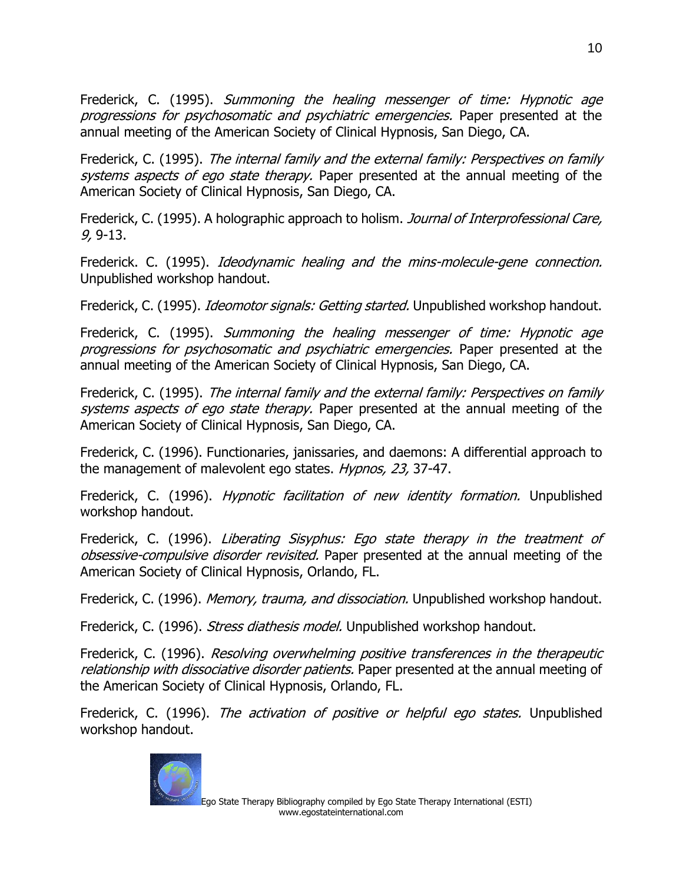Frederick, C. (1995). *Summoning the healing messenger of time: Hypnotic age progressions for psychosomatic and psychiatric emergencies.* Paper presented at the annual meeting of the American Society of Clinical Hypnosis, San Diego, CA.

Frederick, C. (1995). *The internal family and the external family: Perspectives on family systems aspects of ego state therapy.* Paper presented at the annual meeting of the American Society of Clinical Hypnosis, San Diego, CA.

Frederick, C. (1995). A holographic approach to holism. *Journal of Interprofessional Care, 9,* 9-13.

Frederick. C. (1995). *Ideodynamic healing and the mins-molecule-gene connection.* Unpublished workshop handout.

Frederick, C. (1995). *Ideomotor signals: Getting started.* Unpublished workshop handout.

Frederick, C. (1995). *Summoning the healing messenger of time: Hypnotic age progressions for psychosomatic and psychiatric emergencies.* Paper presented at the annual meeting of the American Society of Clinical Hypnosis, San Diego, CA.

Frederick, C. (1995). *The internal family and the external family: Perspectives on family systems aspects of ego state therapy.* Paper presented at the annual meeting of the American Society of Clinical Hypnosis, San Diego, CA.

Frederick, C. (1996). Functionaries, janissaries, and daemons: A differential approach to the management of malevolent ego states. *Hypnos, 23,* 37-47.

Frederick, C. (1996). *Hypnotic facilitation of new identity formation.* Unpublished workshop handout.

Frederick, C. (1996). *Liberating Sisyphus: Ego state therapy in the treatment of obsessive-compulsive disorder revisited.* Paper presented at the annual meeting of the American Society of Clinical Hypnosis, Orlando, FL.

Frederick, C. (1996). *Memory, trauma, and dissociation.* Unpublished workshop handout.

Frederick, C. (1996). *Stress diathesis model.* Unpublished workshop handout.

Frederick, C. (1996). *Resolving overwhelming positive transferences in the therapeutic relationship with dissociative disorder patients.* Paper presented at the annual meeting of the American Society of Clinical Hypnosis, Orlando, FL.

Frederick, C. (1996). *The activation of positive or helpful ego states.* Unpublished workshop handout.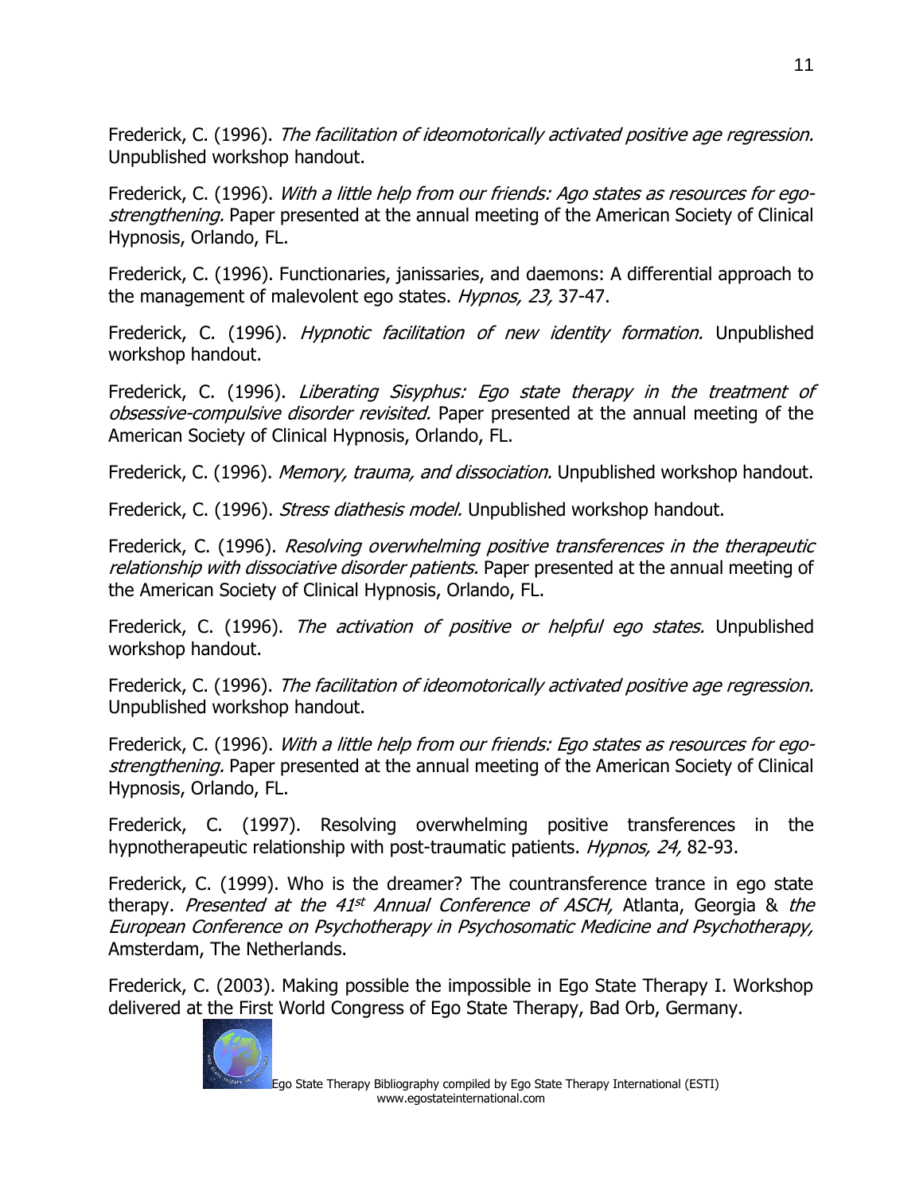Frederick, C. (1996). *The facilitation of ideomotorically activated positive age regression.* Unpublished workshop handout.

Frederick, C. (1996). *With a little help from our friends: Ago states as resources for ego-strengthening.* Paper presented at the annual meeting of the American Society of Clinical Hypnosis, Orlando, FL.

Frederick, C. (1996). Functionaries, janissaries, and daemons: A differential approach to the management of malevolent ego states. *Hypnos, 23,* 37-47.

Frederick, C. (1996). *Hypnotic facilitation of new identity formation.* Unpublished workshop handout.

Frederick, C. (1996). *Liberating Sisyphus: Ego state therapy in the treatment of obsessive-compulsive disorder revisited.* Paper presented at the annual meeting of the American Society of Clinical Hypnosis, Orlando, FL.

Frederick, C. (1996). *Memory, trauma, and dissociation.* Unpublished workshop handout.

Frederick, C. (1996). *Stress diathesis model.* Unpublished workshop handout.

Frederick, C. (1996). *Resolving overwhelming positive transferences in the therapeutic relationship with dissociative disorder patients.* Paper presented at the annual meeting of the American Society of Clinical Hypnosis, Orlando, FL.

Frederick, C. (1996). *The activation of positive or helpful ego states.* Unpublished workshop handout.

Frederick, C. (1996). *The facilitation of ideomotorically activated positive age regression.* Unpublished workshop handout.

Frederick, C. (1996). *With a little help from our friends: Ego states as resources for ego-strengthening.* Paper presented at the annual meeting of the American Society of Clinical Hypnosis, Orlando, FL.

Frederick, C. (1997). Resolving overwhelming positive transferences in the hypnotherapeutic relationship with post-traumatic patients. *Hypnos, 24,* 82-93.

Frederick, C. (1999). Who is the dreamer? The countransference trance in ego state therapy. *Presented at the 41st Annual Conference of ASCH,* Atlanta, Georgia & *the European Conference on Psychotherapy in Psychosomatic Medicine and Psychotherapy,* Amsterdam, The Netherlands.

Frederick, C. (2003). Making possible the impossible in Ego State Therapy I. Workshop delivered at the First World Congress of Ego State Therapy, Bad Orb, Germany.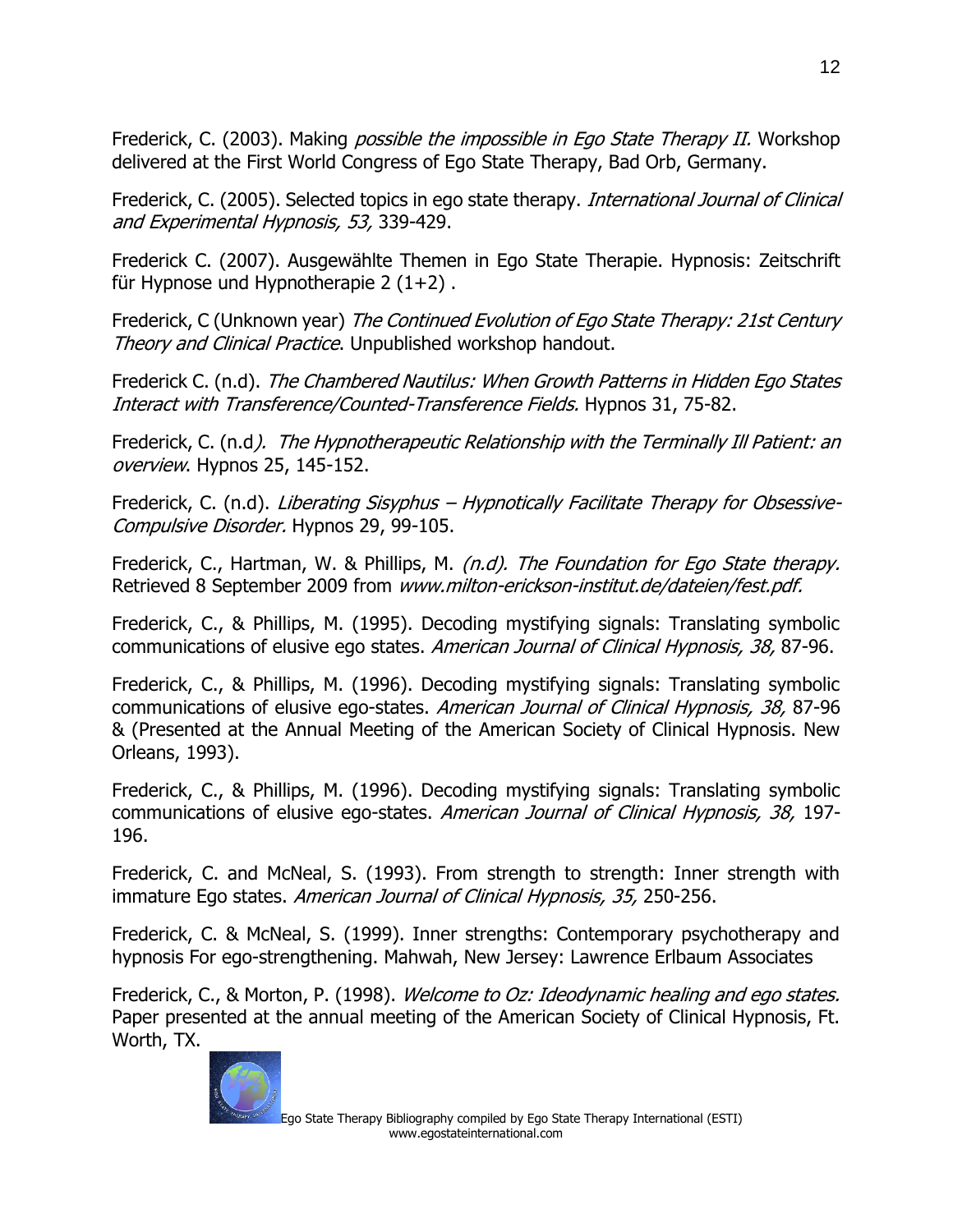Frederick, C. (2003). Making *possible the impossible in Ego State Therapy II.* Workshop delivered at the First World Congress of Ego State Therapy, Bad Orb, Germany.

Frederick, C. (2005). Selected topics in ego state therapy. *International Journal of Clinical and Experimental Hypnosis, 53,* 339-429.

Frederick C. (2007). Ausgewählte Themen in Ego State Therapie. Hypnosis: Zeitschrift für Hypnose und Hypnotherapie 2 (1+2) .

Frederick, C (Unknown year) *The Continued Evolution of Ego State Therapy: 21st Century Theory and Clinical Practice*. Unpublished workshop handout.

Frederick C. (n.d). *The Chambered Nautilus: When Growth Patterns in Hidden Ego States Interact with Transference/Counted-Transference Fields.* Hypnos 31, 75-82.

Frederick, C. (n.d*). The Hypnotherapeutic Relationship with the Terminally Ill Patient: an overview*. Hypnos 25, 145-152.

Frederick, C. (n.d). *Liberating Sisyphus – Hypnotically Facilitate Therapy for Obsessive-Compulsive Disorder.* Hypnos 29, 99-105.

Frederick, C., Hartman, W. & Phillips, M. *(n.d). The Foundation for Ego State therapy.* Retrieved 8 September 2009 from *www.milton-erickson-institut.de/dateien/fest.pdf.*

Frederick, C., & Phillips, M. (1995). Decoding mystifying signals: Translating symbolic communications of elusive ego states. *American Journal of Clinical Hypnosis, 38,* 87-96.

Frederick, C., & Phillips, M. (1996). Decoding mystifying signals: Translating symbolic communications of elusive ego-states. *American Journal of Clinical Hypnosis, 38,* 87-96 & (Presented at the Annual Meeting of the American Society of Clinical Hypnosis. New Orleans, 1993).

Frederick, C., & Phillips, M. (1996). Decoding mystifying signals: Translating symbolic communications of elusive ego-states. *American Journal of Clinical Hypnosis, 38,* 197-196.

Frederick, C. and McNeal, S. (1993). From strength to strength: Inner strength with immature Ego states. *American Journal of Clinical Hypnosis, 35,* 250-256.

Frederick, C. & McNeal, S. (1999). Inner strengths: Contemporary psychotherapy and hypnosis For ego-strengthening. Mahwah, New Jersey: Lawrence Erlbaum Associates

Frederick, C., & Morton, P. (1998). *Welcome to Oz: Ideodynamic healing and ego states.* Paper presented at the annual meeting of the American Society of Clinical Hypnosis, Ft. Worth, TX.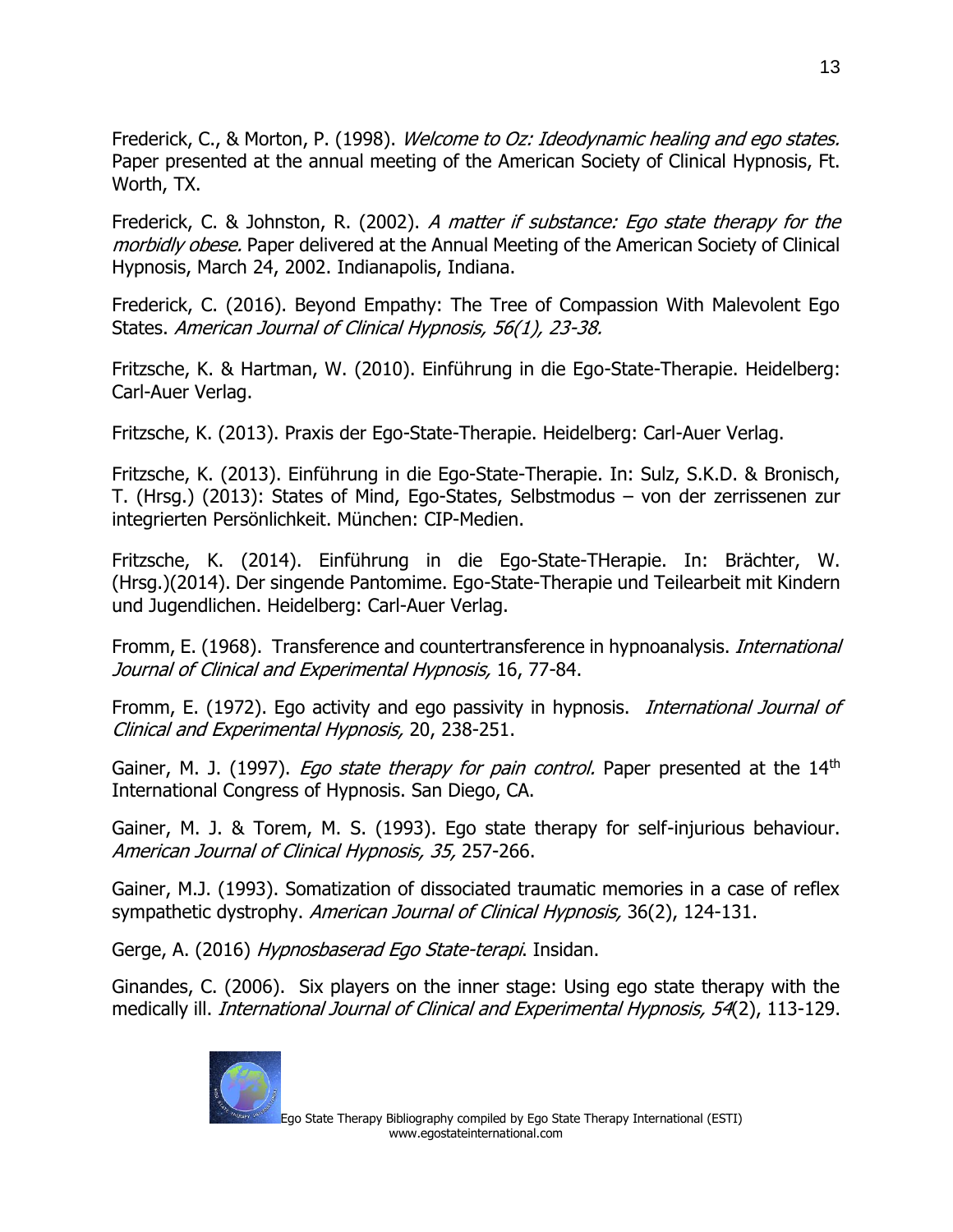Frederick, C., & Morton, P. (1998). *Welcome to Oz: Ideodynamic healing and ego states.* Paper presented at the annual meeting of the American Society of Clinical Hypnosis, Ft. Worth, TX.

Frederick, C. & Johnston, R. (2002). *A matter if substance: Ego state therapy for the morbidly obese.* Paper delivered at the Annual Meeting of the American Society of Clinical Hypnosis, March 24, 2002. Indianapolis, Indiana.

Frederick, C. (2016). Beyond Empathy: The Tree of Compassion With Malevolent Ego States. *American Journal of Clinical Hypnosis, 56(1), 23-38.*

Fritzsche, K. & Hartman, W. (2010). Einführung in die Ego-State-Therapie. Heidelberg: Carl-Auer Verlag.

Fritzsche, K. (2013). Praxis der Ego-State-Therapie. Heidelberg: Carl-Auer Verlag.

Fritzsche, K. (2013). Einführung in die Ego-State-Therapie. In: Sulz, S.K.D. & Bronisch, T. (Hrsg.) (2013): States of Mind, Ego-States, Selbstmodus – von der zerrissenen zur integrierten Persönlichkeit. München: CIP-Medien.

Fritzsche, K. (2014). Einführung in die Ego-State-THerapie. In: Brächter, W. (Hrsg.)(2014). Der singende Pantomime. Ego-State-Therapie und Teilearbeit mit Kindern und Jugendlichen. Heidelberg: Carl-Auer Verlag.

Fromm, E. (1968). Transference and countertransference in hypnoanalysis. *International Journal of Clinical and Experimental Hypnosis,* 16, 77-84.

Fromm, E. (1972). Ego activity and ego passivity in hypnosis. *International Journal of Clinical and Experimental Hypnosis,* 20, 238-251.

Gainer, M. J. (1997). *Ego state therapy for pain control.* Paper presented at the 14th International Congress of Hypnosis. San Diego, CA.

Gainer, M. J. & Torem, M. S. (1993). Ego state therapy for self-injurious behaviour. *American Journal of Clinical Hypnosis, 35,* 257-266.

Gainer, M.J. (1993). Somatization of dissociated traumatic memories in a case of reflex sympathetic dystrophy. *American Journal of Clinical Hypnosis,* 36(2), 124-131.

Gerge, A. (2016) *Hypnosbaserad Ego State-terapi*. Insidan.

Ginandes, C. (2006). Six players on the inner stage: Using ego state therapy with the medically ill. *International Journal of Clinical and Experimental Hypnosis, 54*(2), 113-129.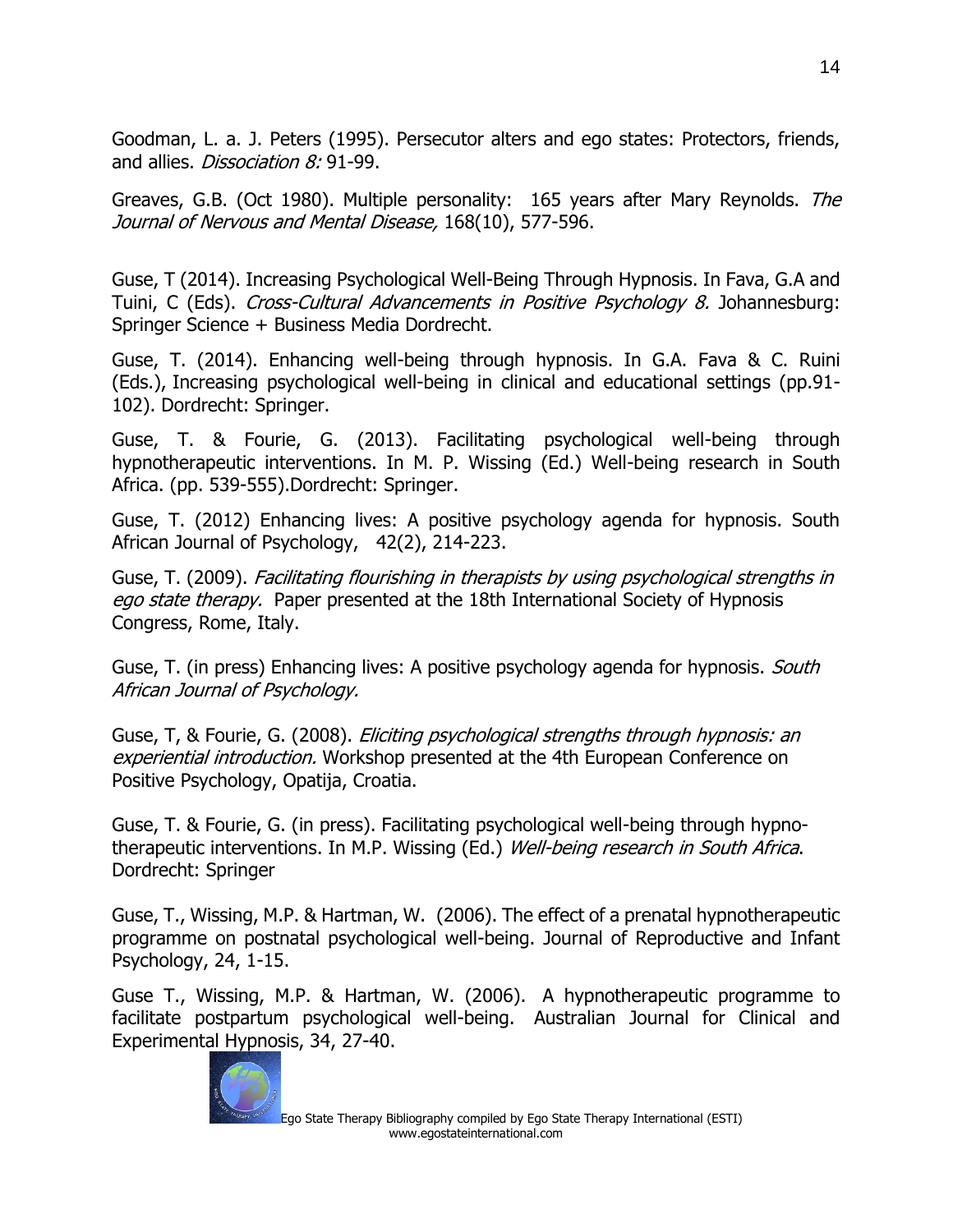Goodman, L. a. J. Peters (1995). Persecutor alters and ego states: Protectors, friends, and allies. *Dissociation 8:* 91-99.

Greaves, G.B. (Oct 1980). Multiple personality: 165 years after Mary Reynolds. *The Journal of Nervous and Mental Disease,* 168(10), 577-596.

Guse, T (2014). Increasing Psychological Well-Being Through Hypnosis. In Fava, G.A and Tuini, C (Eds). *Cross-Cultural Advancements in Positive Psychology 8.* Johannesburg: Springer Science + Business Media Dordrecht.

Guse, T. (2014). Enhancing well-being through hypnosis. In G.A. Fava & C. Ruini (Eds.), Increasing psychological well-being in clinical and educational settings (pp.91-102). Dordrecht: Springer.

Guse, T. & Fourie, G. (2013). Facilitating psychological well-being through hypnotherapeutic interventions. In M. P. Wissing (Ed.) Well-being research in South Africa. (pp. 539-555).Dordrecht: Springer.

Guse, T. (2012) Enhancing lives: A positive psychology agenda for hypnosis. South African Journal of Psychology, 42(2), 214-223.

Guse, T. (2009). *Facilitating flourishing in therapists by using psychological strengths in ego state therapy.* Paper presented at the 18th International Society of Hypnosis Congress, Rome, Italy.

Guse, T. (in press) Enhancing lives: A positive psychology agenda for hypnosis. *South African Journal of Psychology.*

Guse, T, & Fourie, G. (2008). *Eliciting psychological strengths through hypnosis: an experiential introduction.* Workshop presented at the 4th European Conference on Positive Psychology, Opatija, Croatia.

Guse, T. & Fourie, G. (in press). Facilitating psychological well-being through hypno-therapeutic interventions. In M.P. Wissing (Ed.) *Well-being research in South Africa*. Dordrecht: Springer

Guse, T., Wissing, M.P. & Hartman, W. (2006). The effect of a prenatal hypnotherapeutic programme on postnatal psychological well-being. Journal of Reproductive and Infant Psychology, 24, 1-15.

Guse T., Wissing, M.P. & Hartman, W. (2006). A hypnotherapeutic programme to facilitate postpartum psychological well-being. Australian Journal for Clinical and Experimental Hypnosis, 34, 27-40.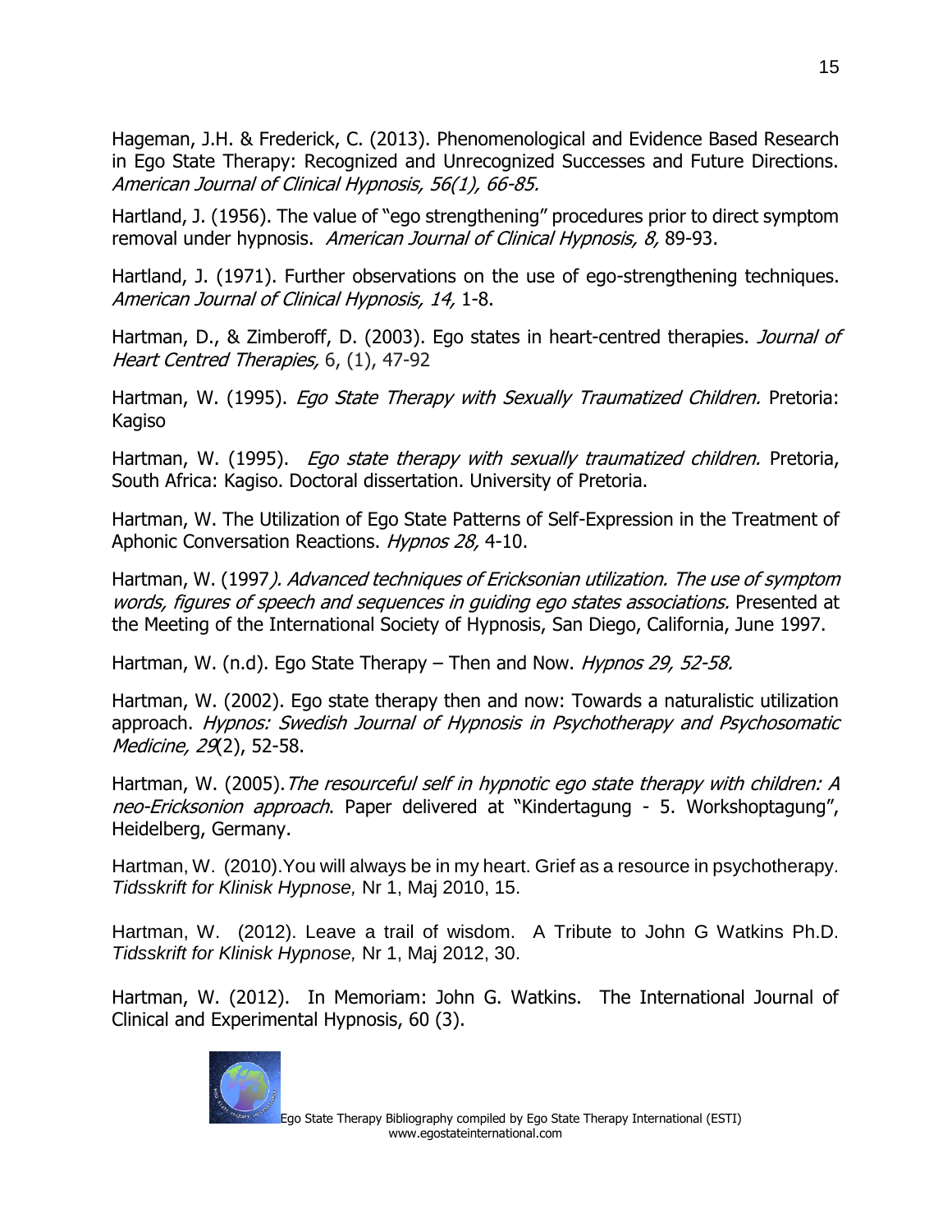Hageman, J.H. & Frederick, C. (2013). Phenomenological and Evidence Based Research in Ego State Therapy: Recognized and Unrecognized Successes and Future Directions. *American Journal of Clinical Hypnosis, 56(1), 66-85.*

Hartland, J. (1956). The value of "ego strengthening" procedures prior to direct symptom removal under hypnosis. *American Journal of Clinical Hypnosis, 8,* 89-93.

Hartland, J. (1971). Further observations on the use of ego-strengthening techniques. *American Journal of Clinical Hypnosis, 14,* 1-8.

Hartman, D., & Zimberoff, D. (2003). Ego states in heart-centred therapies. *Journal of Heart Centred Therapies,* 6, (1), 47-92

Hartman, W. (1995). *Ego State Therapy with Sexually Traumatized Children.* Pretoria: Kagiso

Hartman, W. (1995). *Ego state therapy with sexually traumatized children.* Pretoria, South Africa: Kagiso. Doctoral dissertation. University of Pretoria.

Hartman, W. The Utilization of Ego State Patterns of Self-Expression in the Treatment of Aphonic Conversation Reactions. *Hypnos 28,* 4-10.

Hartman, W. (1997*). Advanced techniques of Ericksonian utilization. The use of symptom words, figures of speech and sequences in guiding ego states associations.* Presented at the Meeting of the International Society of Hypnosis, San Diego, California, June 1997.

Hartman, W. (n.d). Ego State Therapy – Then and Now. *Hypnos 29, 52-58.*

Hartman, W. (2002). Ego state therapy then and now: Towards a naturalistic utilization approach. *Hypnos: Swedish Journal of Hypnosis in Psychotherapy and Psychosomatic Medicine, 29*(2), 52-58.

Hartman, W. (2005).*The resourceful self in hypnotic ego state therapy with children: A neo-Ericksonion approach*. Paper delivered at "Kindertagung - 5. Workshoptagung", Heidelberg, Germany.

Hartman, W. (2010).You will always be in my heart. Grief as a resource in psychotherapy. *Tidsskrift for Klinisk Hypnose,* Nr 1, Maj 2010, 15.

Hartman, W. (2012). Leave a trail of wisdom. A Tribute to John G Watkins Ph.D. *Tidsskrift for Klinisk Hypnose,* Nr 1, Maj 2012, 30.

Hartman, W. (2012). In Memoriam: John G. Watkins. The International Journal of Clinical and Experimental Hypnosis, 60 (3).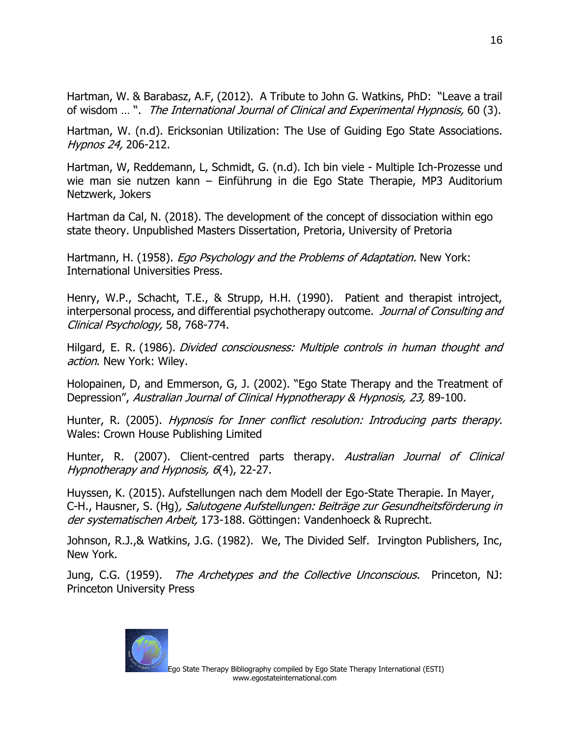Hartman, W. & Barabasz, A.F, (2012). A Tribute to John G. Watkins, PhD: "Leave a trail of wisdom … ". *The International Journal of Clinical and Experimental Hypnosis,* 60 (3).

Hartman, W. (n.d). Ericksonian Utilization: The Use of Guiding Ego State Associations. *Hypnos 24,* 206-212.

Hartman, W, Reddemann, L, Schmidt, G. (n.d). Ich bin viele - Multiple Ich-Prozesse und wie man sie nutzen kann – Einführung in die Ego State Therapie, MP3 Auditorium Netzwerk, Jokers

Hartman da Cal, N. (2018). The development of the concept of dissociation within ego state theory. Unpublished Masters Dissertation, Pretoria, University of Pretoria

Hartmann, H. (1958). *Ego Psychology and the Problems of Adaptation.* New York: International Universities Press.

Henry, W.P., Schacht, T.E., & Strupp, H.H. (1990). Patient and therapist introject, interpersonal process, and differential psychotherapy outcome. *Journal of Consulting and Clinical Psychology,* 58, 768-774.

Hilgard, E. R. (1986). *Divided consciousness: Multiple controls in human thought and action*. New York: Wiley.

Holopainen, D, and Emmerson, G, J. (2002). "Ego State Therapy and the Treatment of Depression", *Australian Journal of Clinical Hypnotherapy & Hypnosis, 23,* 89-100.

Hunter, R. (2005). *Hypnosis for Inner conflict resolution: Introducing parts therapy.* Wales: Crown House Publishing Limited

Hunter, R. (2007). Client-centred parts therapy. *Australian Journal of Clinical Hypnotherapy and Hypnosis, 6*(4), 22-27.

Huyssen, K. (2015). Aufstellungen nach dem Modell der Ego-State Therapie. In Mayer, C-H., Hausner, S. (Hg)*, Salutogene Aufstellungen: Beiträge zur Gesundheitsförderung in der systematischen Arbeit,* 173-188. Göttingen: Vandenhoeck & Ruprecht.

Johnson, R.J.,& Watkins, J.G. (1982). We, The Divided Self. Irvington Publishers, Inc, New York.

Jung, C.G. (1959). *The Archetypes and the Collective Unconscious.* Princeton, NJ: Princeton University Press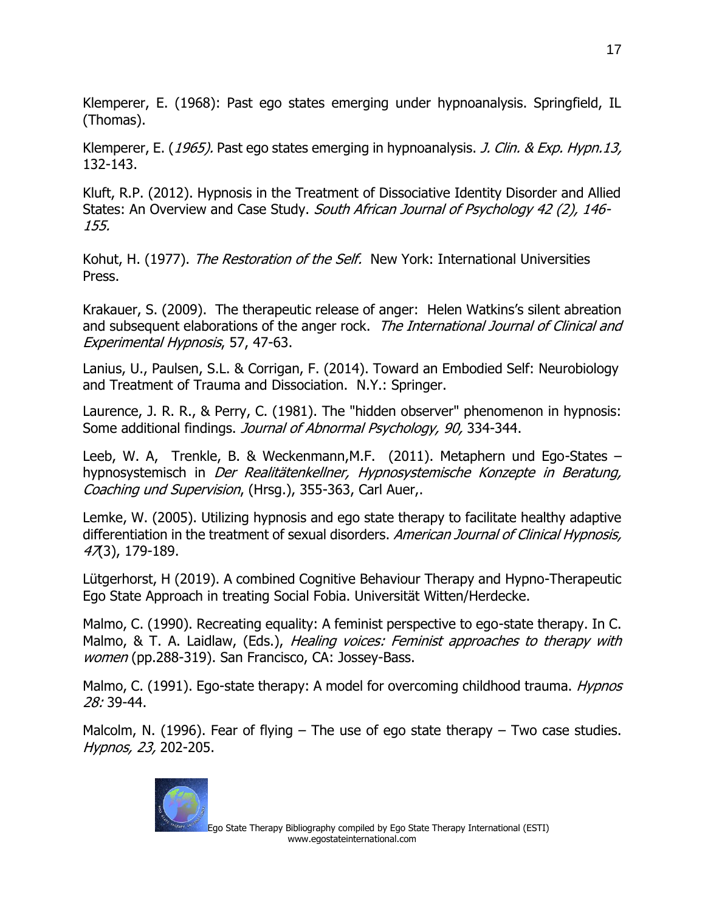Klemperer, E. (1968): Past ego states emerging under hypnoanalysis. Springfield, IL (Thomas).

Klemperer, E. (*1965).* Past ego states emerging in hypnoanalysis. *J. Clin. & Exp. Hypn.13,* 132-143.

Kluft, R.P. (2012). Hypnosis in the Treatment of Dissociative Identity Disorder and Allied States: An Overview and Case Study. *South African Journal of Psychology 42 (2), 146-155.*

Kohut, H. (1977). *The Restoration of the Self.* New York: International Universities Press.

Krakauer, S. (2009). The therapeutic release of anger: Helen Watkins's silent abreation and subsequent elaborations of the anger rock. *The International Journal of Clinical and Experimental Hypnosis*, 57, 47-63.

Lanius, U., Paulsen, S.L. & Corrigan, F. (2014). Toward an Embodied Self: Neurobiology and Treatment of Trauma and Dissociation. N.Y.: Springer.

Laurence, J. R. R., & Perry, C. (1981). The "hidden observer" phenomenon in hypnosis: Some additional findings. *Journal of Abnormal Psychology, 90,* 334-344.

Leeb, W. A, Trenkle, B. & Weckenmann,M.F. (2011). Metaphern und Ego-States – hypnosystemisch in *Der Realitätenkellner, Hypnosystemische Konzepte in Beratung, Coaching und Supervision*, (Hrsg.), 355-363, Carl Auer,.

Lemke, W. (2005). Utilizing hypnosis and ego state therapy to facilitate healthy adaptive differentiation in the treatment of sexual disorders. *American Journal of Clinical Hypnosis, 47*(3), 179-189.

Lütgerhorst, H (2019). A combined Cognitive Behaviour Therapy and Hypno-Therapeutic Ego State Approach in treating Social Fobia. Universität Witten/Herdecke.

Malmo, C. (1990). Recreating equality: A feminist perspective to ego-state therapy. In C. Malmo, & T. A. Laidlaw, (Eds.), *Healing voices: Feminist approaches to therapy with women* (pp.288-319). San Francisco, CA: Jossey-Bass.

Malmo, C. (1991). Ego-state therapy: A model for overcoming childhood trauma. *Hypnos 28:* 39-44.

Malcolm, N. (1996). Fear of flying – The use of ego state therapy – Two case studies. *Hypnos, 23,* 202-205.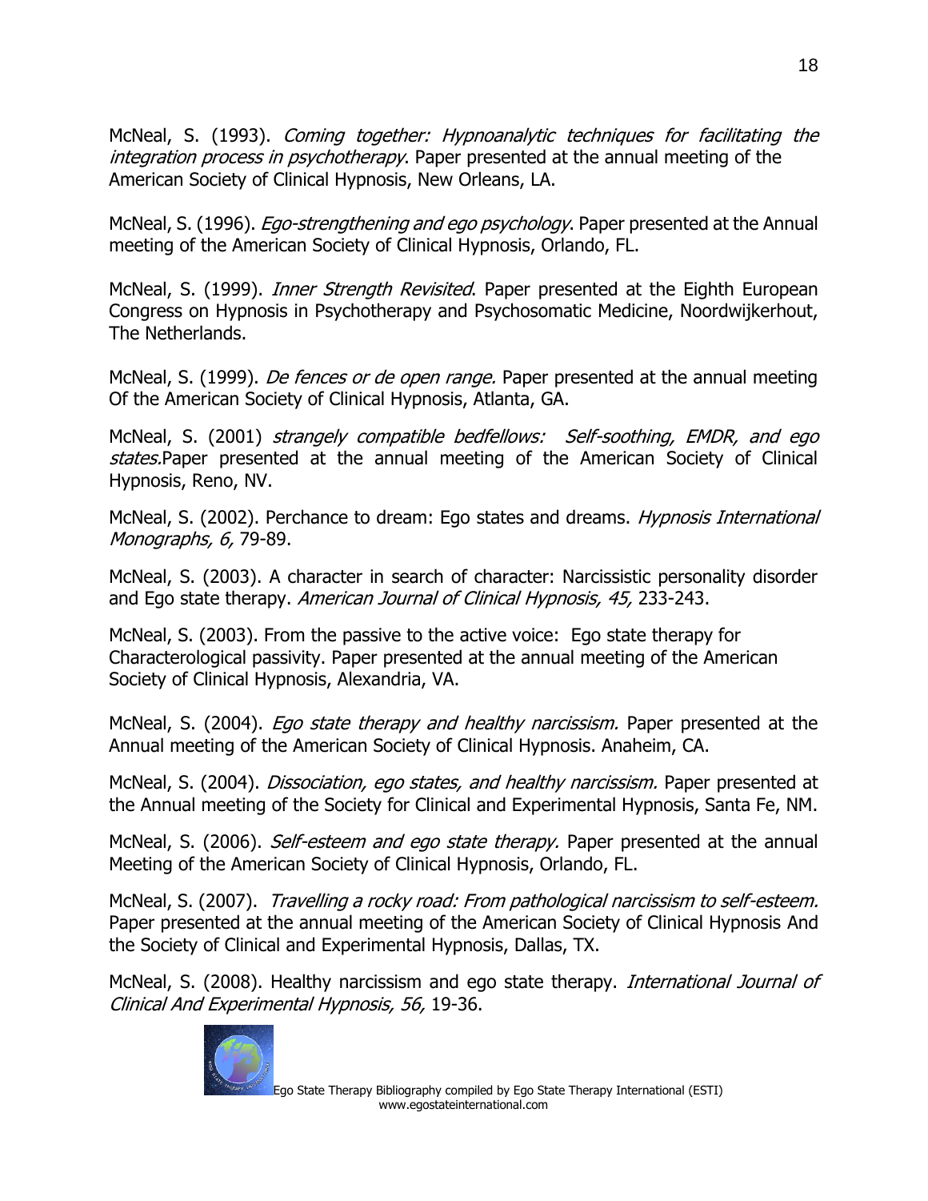McNeal, S. (1993). *Coming together: Hypnoanalytic techniques for facilitating the integration process in psychotherapy*. Paper presented at the annual meeting of the American Society of Clinical Hypnosis, New Orleans, LA.

McNeal, S. (1996). *Ego-strengthening and ego psychology*. Paper presented at the Annual meeting of the American Society of Clinical Hypnosis, Orlando, FL.

McNeal, S. (1999). *Inner Strength Revisited*. Paper presented at the Eighth European Congress on Hypnosis in Psychotherapy and Psychosomatic Medicine, Noordwijkerhout, The Netherlands.

McNeal, S. (1999). *De fences or de open range.* Paper presented at the annual meeting Of the American Society of Clinical Hypnosis, Atlanta, GA.

McNeal, S. (2001) *strangely compatible bedfellows: Self-soothing, EMDR, and ego states.*Paper presented at the annual meeting of the American Society of Clinical Hypnosis, Reno, NV.

McNeal, S. (2002). Perchance to dream: Ego states and dreams. *Hypnosis International Monographs, 6,* 79-89.

McNeal, S. (2003). A character in search of character: Narcissistic personality disorder and Ego state therapy. *American Journal of Clinical Hypnosis, 45,* 233-243.

McNeal, S. (2003). From the passive to the active voice: Ego state therapy for Characterological passivity. Paper presented at the annual meeting of the American Society of Clinical Hypnosis, Alexandria, VA.

McNeal, S. (2004). *Ego state therapy and healthy narcissism.* Paper presented at the Annual meeting of the American Society of Clinical Hypnosis. Anaheim, CA.

McNeal, S. (2004). *Dissociation, ego states, and healthy narcissism.* Paper presented at the Annual meeting of the Society for Clinical and Experimental Hypnosis, Santa Fe, NM.

McNeal, S. (2006). *Self-esteem and ego state therapy.* Paper presented at the annual Meeting of the American Society of Clinical Hypnosis, Orlando, FL.

McNeal, S. (2007). *Travelling a rocky road: From pathological narcissism to self-esteem.* Paper presented at the annual meeting of the American Society of Clinical Hypnosis And the Society of Clinical and Experimental Hypnosis, Dallas, TX.

McNeal, S. (2008). Healthy narcissism and ego state therapy. *International Journal of Clinical And Experimental Hypnosis, 56,* 19-36.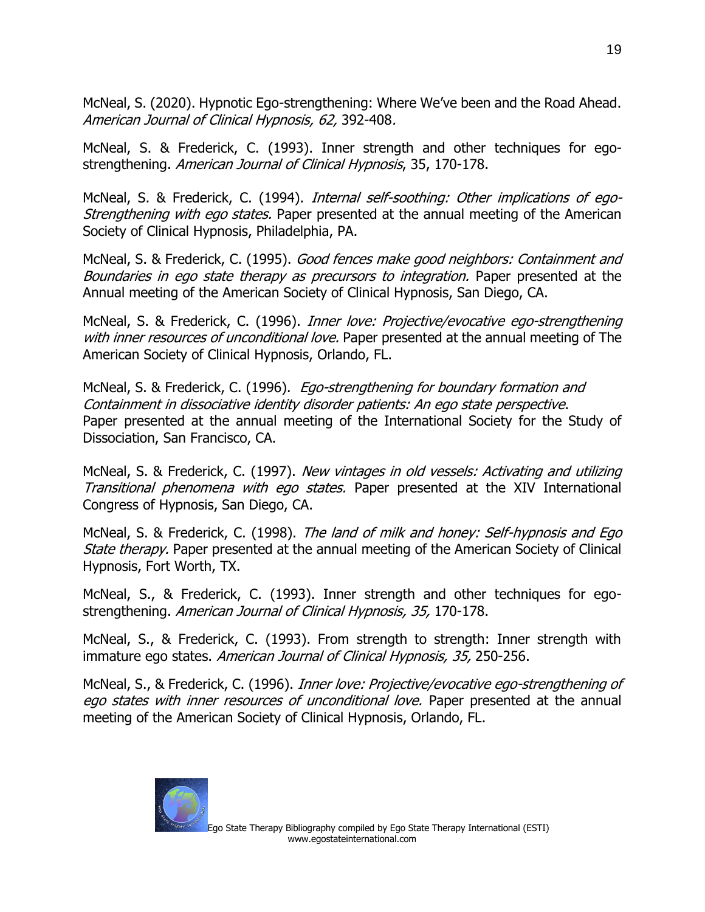McNeal, S. (2020). Hypnotic Ego-strengthening: Where We've been and the Road Ahead. *American Journal of Clinical Hypnosis, 62,* 392-408.

McNeal, S. & Frederick, C. (1993). Inner strength and other techniques for ego-strengthening. *American Journal of Clinical Hypnosis*, 35, 170-178.

McNeal, S. & Frederick, C. (1994). *Internal self-soothing: Other implications of ego-Strengthening with ego states.* Paper presented at the annual meeting of the American Society of Clinical Hypnosis, Philadelphia, PA.

McNeal, S. & Frederick, C. (1995). *Good fences make good neighbors: Containment and Boundaries in ego state therapy as precursors to integration.* Paper presented at the Annual meeting of the American Society of Clinical Hypnosis, San Diego, CA.

McNeal, S. & Frederick, C. (1996). *Inner love: Projective/evocative ego-strengthening with inner resources of unconditional love.* Paper presented at the annual meeting of The American Society of Clinical Hypnosis, Orlando, FL.

McNeal, S. & Frederick, C. (1996). *Ego-strengthening for boundary formation and Containment in dissociative identity disorder patients: An ego state perspective*. Paper presented at the annual meeting of the International Society for the Study of Dissociation, San Francisco, CA.

McNeal, S. & Frederick, C. (1997). *New vintages in old vessels: Activating and utilizing Transitional phenomena with ego states.* Paper presented at the XIV International Congress of Hypnosis, San Diego, CA.

McNeal, S. & Frederick, C. (1998). *The land of milk and honey: Self-hypnosis and Ego State therapy.* Paper presented at the annual meeting of the American Society of Clinical Hypnosis, Fort Worth, TX.

McNeal, S., & Frederick, C. (1993). Inner strength and other techniques for ego-strengthening. *American Journal of Clinical Hypnosis, 35,* 170-178.

McNeal, S., & Frederick, C. (1993). From strength to strength: Inner strength with immature ego states. *American Journal of Clinical Hypnosis, 35,* 250-256.

McNeal, S., & Frederick, C. (1996). *Inner love: Projective/evocative ego-strengthening of ego states with inner resources of unconditional love.* Paper presented at the annual meeting of the American Society of Clinical Hypnosis, Orlando, FL.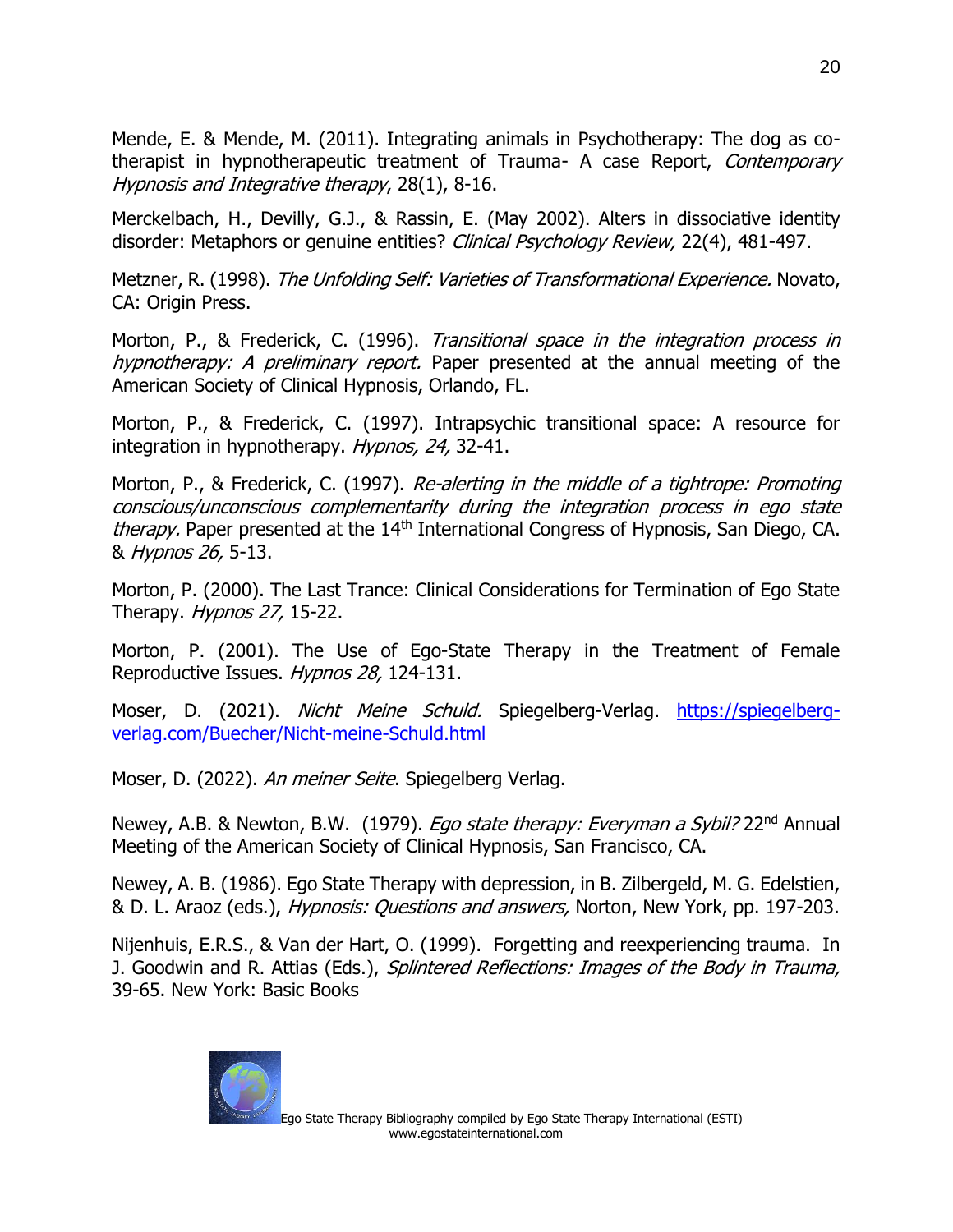Mende, E. & Mende, M. (2011). Integrating animals in Psychotherapy: The dog as co-therapist in hypnotherapeutic treatment of Trauma- A case Report, *Contemporary Hypnosis and Integrative therapy*, 28(1), 8-16.

Merckelbach, H., Devilly, G.J., & Rassin, E. (May 2002). Alters in dissociative identity disorder: Metaphors or genuine entities? *Clinical Psychology Review,* 22(4), 481-497.

Metzner, R. (1998). *The Unfolding Self: Varieties of Transformational Experience.* Novato, CA: Origin Press.

Morton, P., & Frederick, C. (1996). *Transitional space in the integration process in hypnotherapy: A preliminary report.* Paper presented at the annual meeting of the American Society of Clinical Hypnosis, Orlando, FL.

Morton, P., & Frederick, C. (1997). Intrapsychic transitional space: A resource for integration in hypnotherapy. *Hypnos, 24,* 32-41.

Morton, P., & Frederick, C. (1997). *Re-alerting in the middle of a tightrope: Promoting conscious/unconscious complementarity during the integration process in ego state therapy.* Paper presented at the 14th International Congress of Hypnosis, San Diego, CA. & *Hypnos 26,* 5-13.

Morton, P. (2000). The Last Trance: Clinical Considerations for Termination of Ego State Therapy. *Hypnos 27,* 15-22.

Morton, P. (2001). The Use of Ego-State Therapy in the Treatment of Female Reproductive Issues. *Hypnos 28,* 124-131.

Moser, D. (2021). *Nicht Meine Schuld.* Spiegelberg-Verlag. [https://spiegelberg-verlag.com/Buecher/Nicht-meine-Schuld.html](https://spiegelberg-verlag.com/Buecher/Nicht-meine-Schuld.html)

Moser, D. (2022). *An meiner Seite*. Spiegelberg Verlag.

Newey, A.B. & Newton, B.W. (1979). *Ego state therapy: Everyman a Sybil?* 22nd Annual Meeting of the American Society of Clinical Hypnosis, San Francisco, CA.

Newey, A. B. (1986). Ego State Therapy with depression, in B. Zilbergeld, M. G. Edelstien, & D. L. Araoz (eds.), *Hypnosis: Questions and answers,* Norton, New York, pp. 197-203.

Nijenhuis, E.R.S., & Van der Hart, O. (1999). Forgetting and reexperiencing trauma. In J. Goodwin and R. Attias (Eds.), *Splintered Reflections: Images of the Body in Trauma,* 39-65. New York: Basic Books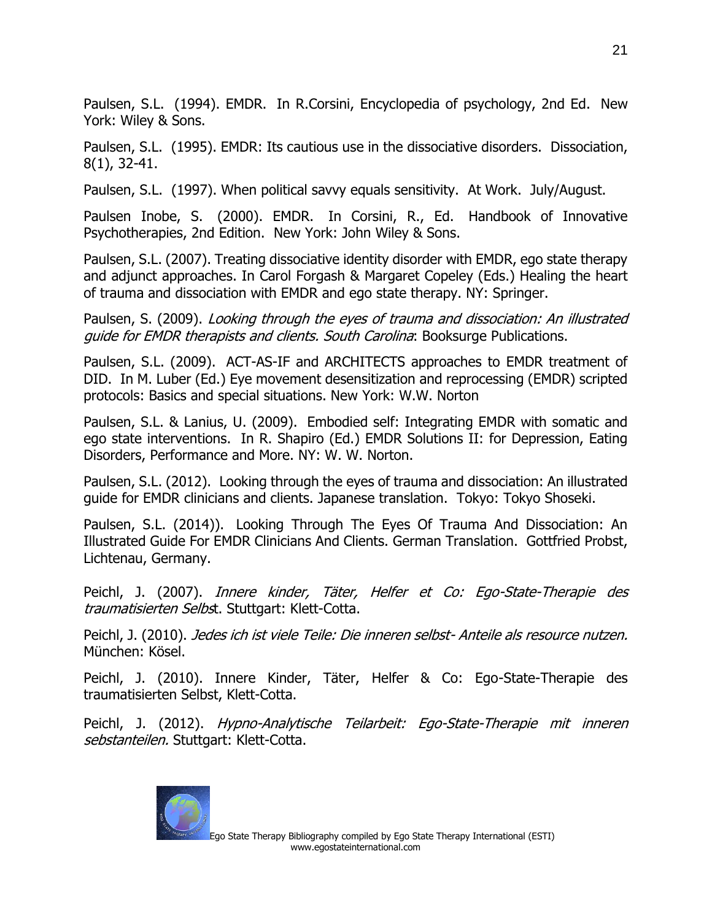Paulsen, S.L. (1994). EMDR. In R.Corsini, Encyclopedia of psychology, 2nd Ed. New York: Wiley & Sons.

Paulsen, S.L. (1995). EMDR: Its cautious use in the dissociative disorders. Dissociation, 8(1), 32-41.

Paulsen, S.L. (1997). When political savvy equals sensitivity. At Work. July/August.

Paulsen Inobe, S. (2000). EMDR. In Corsini, R., Ed. Handbook of Innovative Psychotherapies, 2nd Edition. New York: John Wiley & Sons.

Paulsen, S.L. (2007). Treating dissociative identity disorder with EMDR, ego state therapy and adjunct approaches. In Carol Forgash & Margaret Copeley (Eds.) Healing the heart of trauma and dissociation with EMDR and ego state therapy. NY: Springer.

Paulsen, S. (2009). *Looking through the eyes of trauma and dissociation: An illustrated guide for EMDR therapists and clients. South Carolina*: Booksurge Publications.

Paulsen, S.L. (2009). ACT-AS-IF and ARCHITECTS approaches to EMDR treatment of DID. In M. Luber (Ed.) Eye movement desensitization and reprocessing (EMDR) scripted protocols: Basics and special situations. New York: W.W. Norton

Paulsen, S.L. & Lanius, U. (2009). Embodied self: Integrating EMDR with somatic and ego state interventions. In R. Shapiro (Ed.) EMDR Solutions II: for Depression, Eating Disorders, Performance and More. NY: W. W. Norton.

Paulsen, S.L. (2012). Looking through the eyes of trauma and dissociation: An illustrated guide for EMDR clinicians and clients. Japanese translation. Tokyo: Tokyo Shoseki.

Paulsen, S.L. (2014)). Looking Through The Eyes Of Trauma And Dissociation: An Illustrated Guide For EMDR Clinicians And Clients. German Translation. Gottfried Probst, Lichtenau, Germany.

Peichl, J. (2007). *Innere kinder, Täter, Helfer et Co: Ego-State-Therapie des traumatisierten Selbs*t. Stuttgart: Klett-Cotta.

Peichl, J. (2010). *Jedes ich ist viele Teile: Die inneren selbst- Anteile als resource nutzen.* München: Kösel.

Peichl, J. (2010). Innere Kinder, Täter, Helfer & Co: Ego-State-Therapie des traumatisierten Selbst, Klett-Cotta.

Peichl, J. (2012). *Hypno-Analytische Teilarbeit: Ego-State-Therapie mit inneren sebstanteilen.* Stuttgart: Klett-Cotta.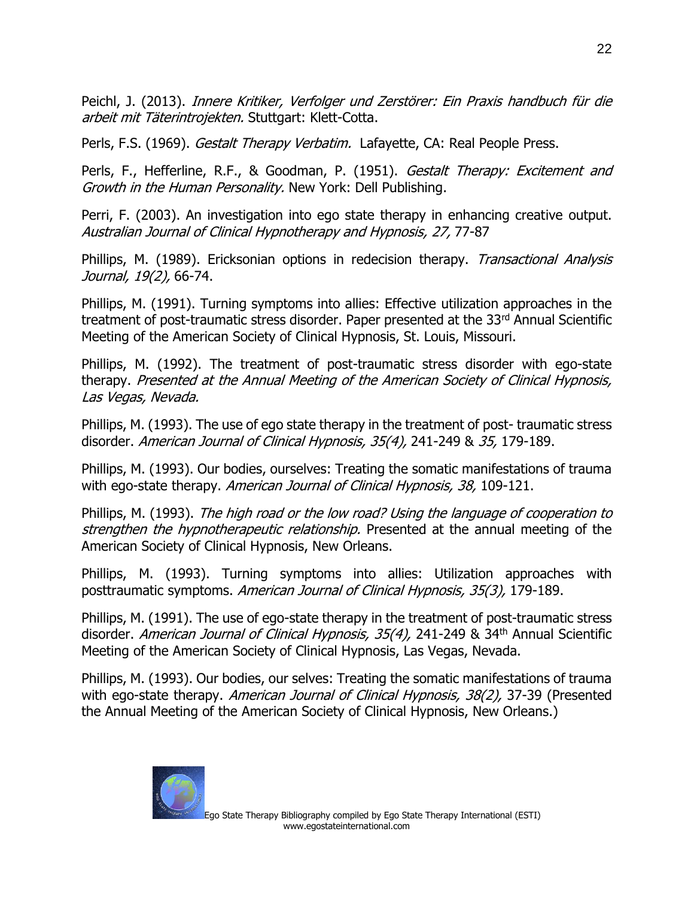Peichl, J. (2013). *Innere Kritiker, Verfolger und Zerstörer: Ein Praxis handbuch für die arbeit mit Täterintrojekten.* Stuttgart: Klett-Cotta.

Perls, F.S. (1969). *Gestalt Therapy Verbatim.* Lafayette, CA: Real People Press.

Perls, F., Hefferline, R.F., & Goodman, P. (1951). *Gestalt Therapy: Excitement and Growth in the Human Personality.* New York: Dell Publishing.

Perri, F. (2003). An investigation into ego state therapy in enhancing creative output. *Australian Journal of Clinical Hypnotherapy and Hypnosis, 27,* 77-87

Phillips, M. (1989). Ericksonian options in redecision therapy. *Transactional Analysis Journal, 19(2),* 66-74.

Phillips, M. (1991). Turning symptoms into allies: Effective utilization approaches in the treatment of post-traumatic stress disorder. Paper presented at the 33rd Annual Scientific Meeting of the American Society of Clinical Hypnosis, St. Louis, Missouri.

Phillips, M. (1992). The treatment of post-traumatic stress disorder with ego-state therapy. *Presented at the Annual Meeting of the American Society of Clinical Hypnosis, Las Vegas, Nevada.*

Phillips, M. (1993). The use of ego state therapy in the treatment of post- traumatic stress disorder. *American Journal of Clinical Hypnosis, 35(4),* 241-249 & *35,* 179-189.

Phillips, M. (1993). Our bodies, ourselves: Treating the somatic manifestations of trauma with ego-state therapy. *American Journal of Clinical Hypnosis, 38,* 109-121.

Phillips, M. (1993). *The high road or the low road? Using the language of cooperation to strengthen the hypnotherapeutic relationship.* Presented at the annual meeting of the American Society of Clinical Hypnosis, New Orleans.

Phillips, M. (1993). Turning symptoms into allies: Utilization approaches with posttraumatic symptoms. *American Journal of Clinical Hypnosis, 35(3),* 179-189.

Phillips, M. (1991). The use of ego-state therapy in the treatment of post-traumatic stress disorder. *American Journal of Clinical Hypnosis, 35(4),* 241-249 & 34th Annual Scientific Meeting of the American Society of Clinical Hypnosis, Las Vegas, Nevada.

Phillips, M. (1993). Our bodies, our selves: Treating the somatic manifestations of trauma with ego-state therapy. *American Journal of Clinical Hypnosis, 38(2),* 37-39 (Presented the Annual Meeting of the American Society of Clinical Hypnosis, New Orleans.)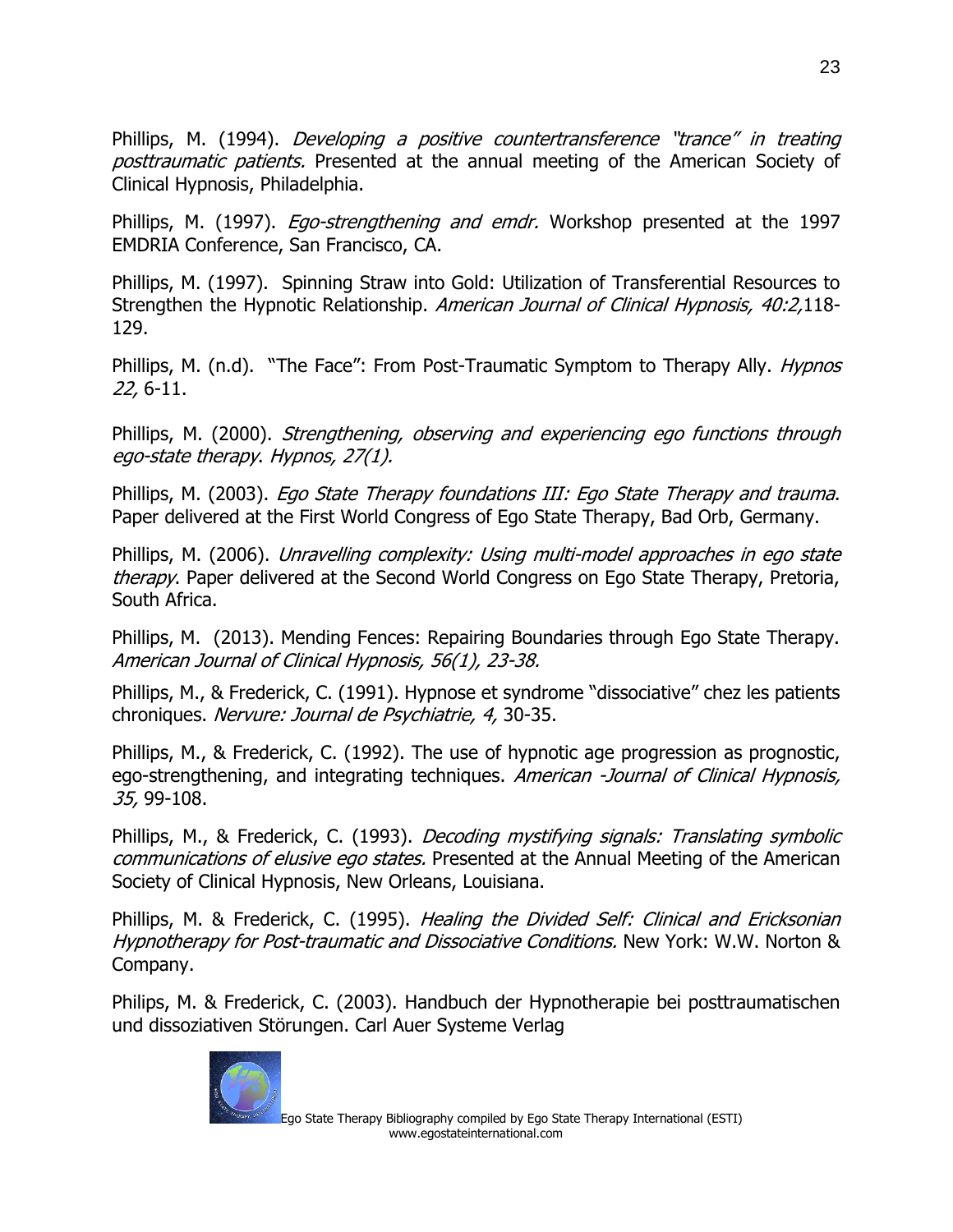Phillips, M. (1994). *Developing a positive countertransference "trance" in treating posttraumatic patients.* Presented at the annual meeting of the American Society of Clinical Hypnosis, Philadelphia.

Phillips, M. (1997). *Ego-strengthening and emdr.* Workshop presented at the 1997 EMDRIA Conference, San Francisco, CA.

Phillips, M. (1997). Spinning Straw into Gold: Utilization of Transferential Resources to Strengthen the Hypnotic Relationship. *American Journal of Clinical Hypnosis, 40:2,*118-129.

Phillips, M. (n.d). "The Face": From Post-Traumatic Symptom to Therapy Ally. *Hypnos 22,* 6-11.

Phillips, M. (2000). *Strengthening, observing and experiencing ego functions through ego-state therapy*. *Hypnos, 27(1).*

Phillips, M. (2003). *Ego State Therapy foundations III: Ego State Therapy and trauma*. Paper delivered at the First World Congress of Ego State Therapy, Bad Orb, Germany.

Phillips, M. (2006). *Unravelling complexity: Using multi-model approaches in ego state therapy*. Paper delivered at the Second World Congress on Ego State Therapy, Pretoria, South Africa.

Phillips, M. (2013). Mending Fences: Repairing Boundaries through Ego State Therapy. *American Journal of Clinical Hypnosis, 56(1), 23-38.*

Phillips, M., & Frederick, C. (1991). Hypnose et syndrome "dissociative" chez les patients chroniques. *Nervure: Journal de Psychiatrie, 4,* 30-35.

Phillips, M., & Frederick, C. (1992). The use of hypnotic age progression as prognostic, ego-strengthening, and integrating techniques. *American -Journal of Clinical Hypnosis, 35,* 99-108.

Phillips, M., & Frederick, C. (1993). *Decoding mystifying signals: Translating symbolic communications of elusive ego states.* Presented at the Annual Meeting of the American Society of Clinical Hypnosis, New Orleans, Louisiana.

Phillips, M. & Frederick, C. (1995). *Healing the Divided Self: Clinical and Ericksonian Hypnotherapy for Post-traumatic and Dissociative Conditions.* New York: W.W. Norton & Company.

Philips, M. & Frederick, C. (2003). Handbuch der Hypnotherapie bei posttraumatischen und dissoziativen Störungen. Carl Auer Systeme Verlag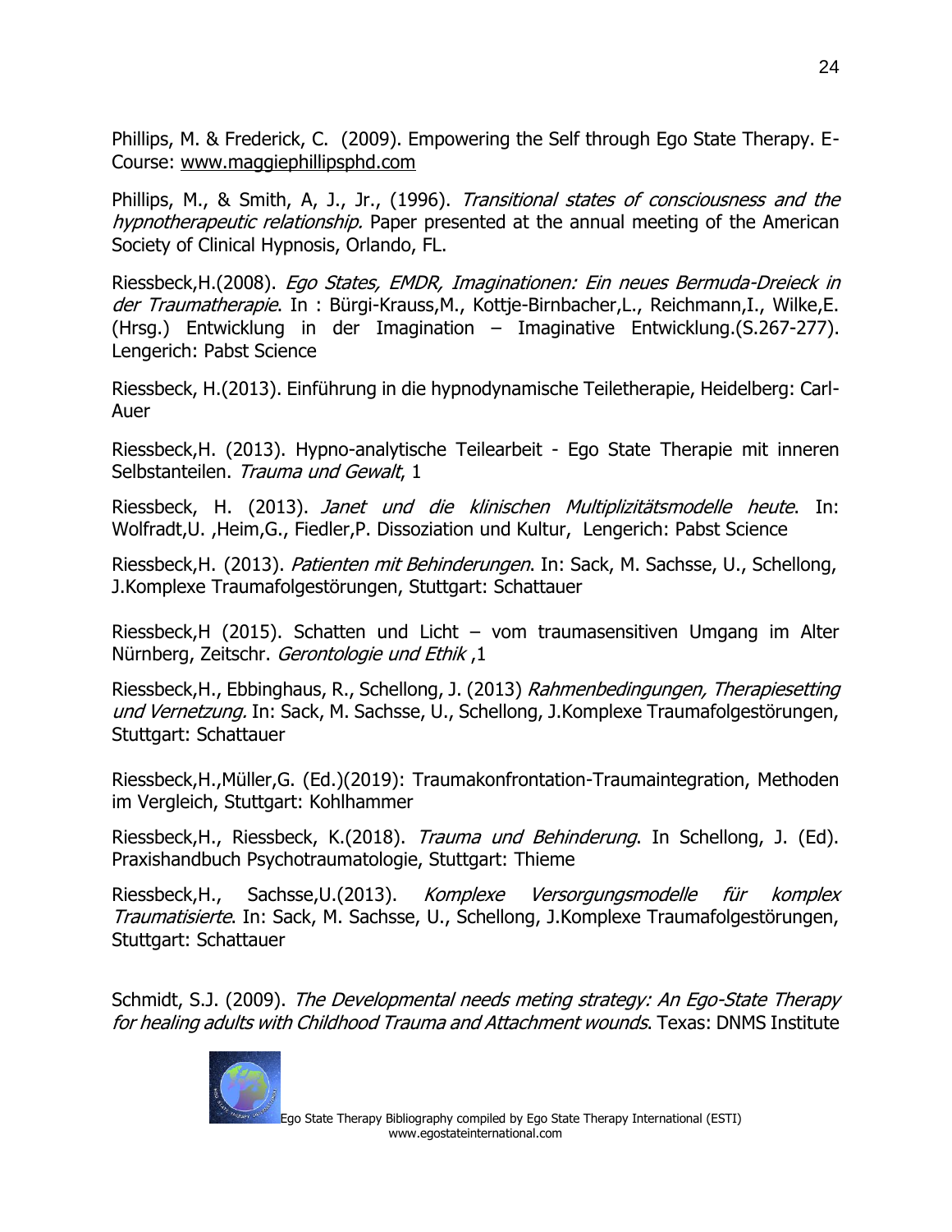Phillips, M. & Frederick, C. (2009). Empowering the Self through Ego State Therapy. E-Course: www.maggiephillipsphd.com

Phillips, M., & Smith, A, J., Jr., (1996). *Transitional states of consciousness and the hypnotherapeutic relationship.* Paper presented at the annual meeting of the American Society of Clinical Hypnosis, Orlando, FL.

Riessbeck,H.(2008). *Ego States, EMDR, Imaginationen: Ein neues Bermuda-Dreieck in der Traumatherapie*. In : Bürgi-Krauss,M., Kottje-Birnbacher,L., Reichmann,I., Wilke,E. (Hrsg.) Entwicklung in der Imagination – Imaginative Entwicklung.(S.267-277). Lengerich: Pabst Science

Riessbeck, H.(2013). Einführung in die hypnodynamische Teiletherapie, Heidelberg: Carl-Auer

Riessbeck,H. (2013). Hypno-analytische Teilearbeit - Ego State Therapie mit inneren Selbstanteilen. *Trauma und Gewalt*, 1

Riessbeck, H. (2013). *Janet und die klinischen Multiplizitätsmodelle heute*. In: Wolfradt,U. ,Heim,G., Fiedler,P. Dissoziation und Kultur, Lengerich: Pabst Science

Riessbeck,H. (2013). *Patienten mit Behinderungen*. In: Sack, M. Sachsse, U., Schellong, J.Komplexe Traumafolgestörungen, Stuttgart: Schattauer

Riessbeck,H (2015). Schatten und Licht – vom traumasensitiven Umgang im Alter Nürnberg, Zeitschr. *Gerontologie und Ethik* ,1

Riessbeck,H., Ebbinghaus, R., Schellong, J. (2013) *Rahmenbedingungen, Therapiesetting und Vernetzung.* In: Sack, M. Sachsse, U., Schellong, J.Komplexe Traumafolgestörungen, Stuttgart: Schattauer

Riessbeck,H.,Müller,G. (Ed.)(2019): Traumakonfrontation-Traumaintegration, Methoden im Vergleich, Stuttgart: Kohlhammer

Riessbeck,H., Riessbeck, K.(2018). *Trauma und Behinderung*. In Schellong, J. (Ed). Praxishandbuch Psychotraumatologie, Stuttgart: Thieme

Riessbeck,H., Sachsse,U.(2013). *Komplexe Versorgungsmodelle für komplex Traumatisierte*. In: Sack, M. Sachsse, U., Schellong, J.Komplexe Traumafolgestörungen, Stuttgart: Schattauer

Schmidt, S.J. (2009). *The Developmental needs meting strategy: An Ego-State Therapy for healing adults with Childhood Trauma and Attachment wounds*. Texas: DNMS Institute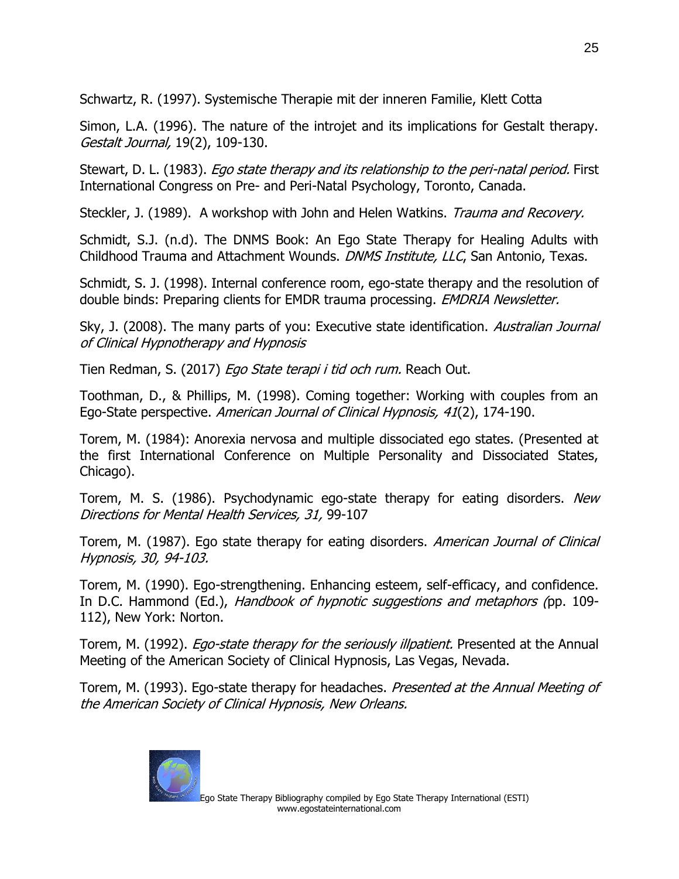Schwartz, R. (1997). Systemische Therapie mit der inneren Familie, Klett Cotta

Simon, L.A. (1996). The nature of the introjet and its implications for Gestalt therapy. *Gestalt Journal,* 19(2), 109-130.

Stewart, D. L. (1983). *Ego state therapy and its relationship to the peri-natal period.* First International Congress on Pre- and Peri-Natal Psychology, Toronto, Canada.

Steckler, J. (1989). A workshop with John and Helen Watkins. *Trauma and Recovery.*

Schmidt, S.J. (n.d). The DNMS Book: An Ego State Therapy for Healing Adults with Childhood Trauma and Attachment Wounds. *DNMS Institute, LLC*, San Antonio, Texas.

Schmidt, S. J. (1998). Internal conference room, ego-state therapy and the resolution of double binds: Preparing clients for EMDR trauma processing. *EMDRIA Newsletter.*

Sky, J. (2008). The many parts of you: Executive state identification. *Australian Journal of Clinical Hypnotherapy and Hypnosis*

Tien Redman, S. (2017) *Ego State terapi i tid och rum.* Reach Out.

Toothman, D., & Phillips, M. (1998). Coming together: Working with couples from an Ego-State perspective. *American Journal of Clinical Hypnosis, 41*(2), 174-190.

Torem, M. (1984): Anorexia nervosa and multiple dissociated ego states. (Presented at the first International Conference on Multiple Personality and Dissociated States, Chicago).

Torem, M. S. (1986). Psychodynamic ego-state therapy for eating disorders. *New Directions for Mental Health Services, 31,* 99-107

Torem, M. (1987). Ego state therapy for eating disorders. *American Journal of Clinical Hypnosis, 30, 94-103.*

Torem, M. (1990). Ego-strengthening. Enhancing esteem, self-efficacy, and confidence. In D.C. Hammond (Ed.), *Handbook of hypnotic suggestions and metaphors (*pp. 109-112), New York: Norton.

Torem, M. (1992). *Ego-state therapy for the seriously illpatient.* Presented at the Annual Meeting of the American Society of Clinical Hypnosis, Las Vegas, Nevada.

Torem, M. (1993). Ego-state therapy for headaches. *Presented at the Annual Meeting of the American Society of Clinical Hypnosis, New Orleans.*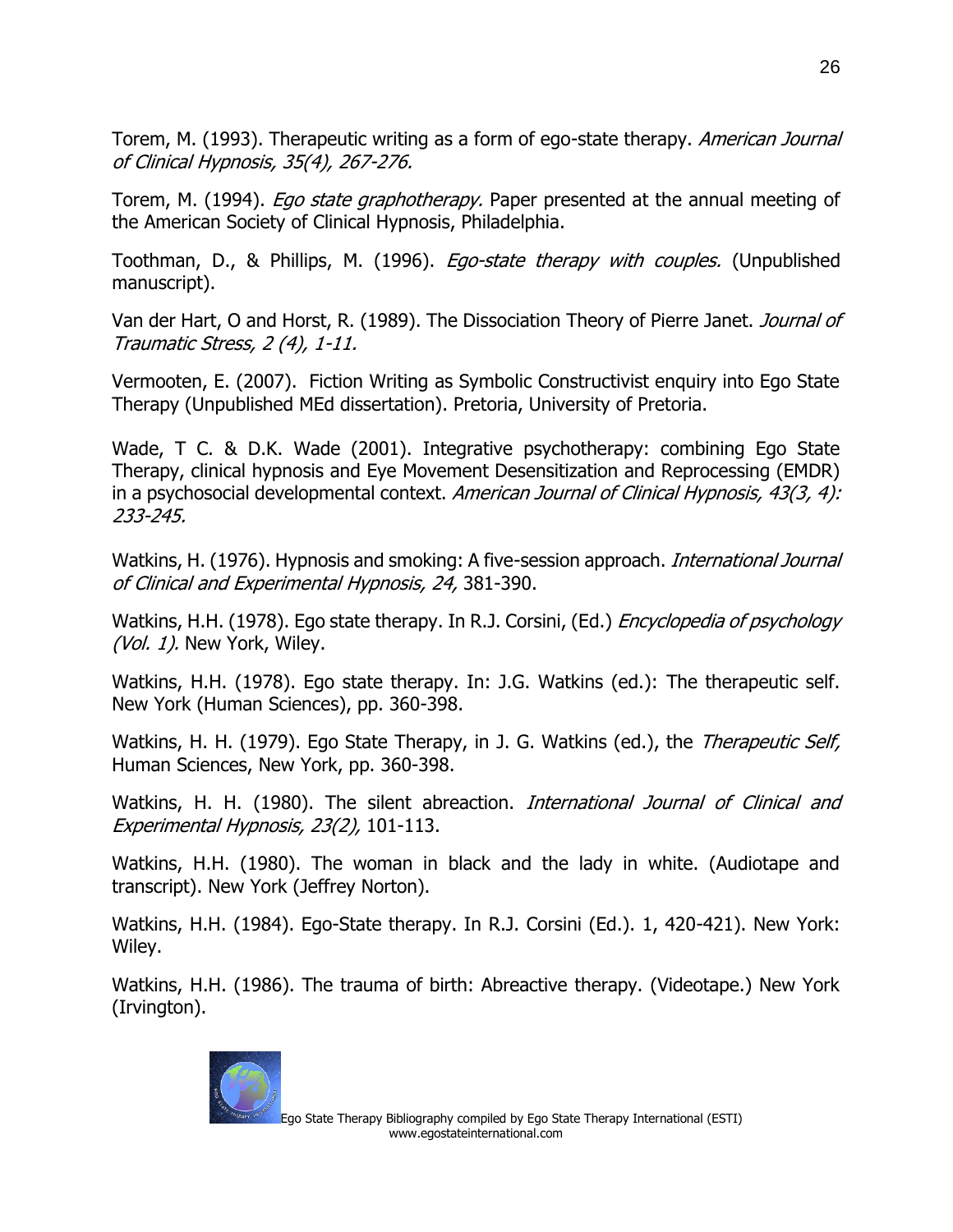Torem, M. (1993). Therapeutic writing as a form of ego-state therapy. *American Journal of Clinical Hypnosis, 35(4), 267-276.*

Torem, M. (1994). *Ego state graphotherapy.* Paper presented at the annual meeting of the American Society of Clinical Hypnosis, Philadelphia.

Toothman, D., & Phillips, M. (1996). *Ego-state therapy with couples.* (Unpublished manuscript).

Van der Hart, O and Horst, R. (1989). The Dissociation Theory of Pierre Janet. *Journal of Traumatic Stress, 2 (4), 1-11.*

Vermooten, E. (2007). Fiction Writing as Symbolic Constructivist enquiry into Ego State Therapy (Unpublished MEd dissertation). Pretoria, University of Pretoria.

Wade, T C. & D.K. Wade (2001). Integrative psychotherapy: combining Ego State Therapy, clinical hypnosis and Eye Movement Desensitization and Reprocessing (EMDR) in a psychosocial developmental context. *American Journal of Clinical Hypnosis, 43(3, 4): 233-245.*

Watkins, H. (1976). Hypnosis and smoking: A five-session approach. *International Journal of Clinical and Experimental Hypnosis, 24,* 381-390.

Watkins, H.H. (1978). Ego state therapy. In R.J. Corsini, (Ed.) *Encyclopedia of psychology (Vol. 1).* New York, Wiley.

Watkins, H.H. (1978). Ego state therapy. In: J.G. Watkins (ed.): The therapeutic self. New York (Human Sciences), pp. 360-398.

Watkins, H. H. (1979). Ego State Therapy, in J. G. Watkins (ed.), the *Therapeutic Self,* Human Sciences, New York, pp. 360-398.

Watkins, H. H. (1980). The silent abreaction. *International Journal of Clinical and Experimental Hypnosis, 23(2),* 101-113.

Watkins, H.H. (1980). The woman in black and the lady in white. (Audiotape and transcript). New York (Jeffrey Norton).

Watkins, H.H. (1984). Ego-State therapy. In R.J. Corsini (Ed.). 1, 420-421). New York: Wiley.

Watkins, H.H. (1986). The trauma of birth: Abreactive therapy. (Videotape.) New York (Irvington).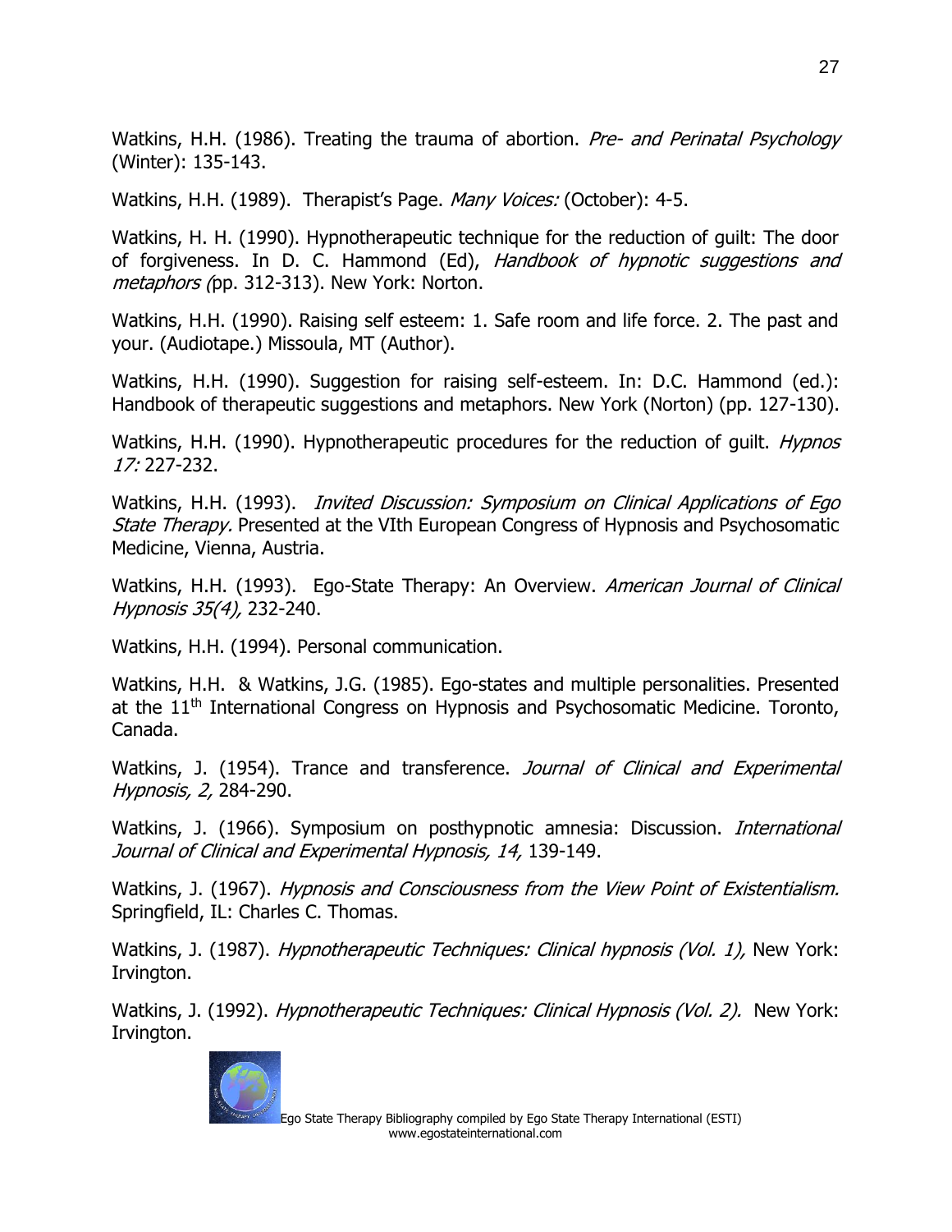Watkins, H.H. (1986). Treating the trauma of abortion. *Pre- and Perinatal Psychology* (Winter): 135-143.

Watkins, H.H. (1989). Therapist's Page. *Many Voices:* (October): 4-5.

Watkins, H. H. (1990). Hypnotherapeutic technique for the reduction of guilt: The door of forgiveness. In D. C. Hammond (Ed), *Handbook of hypnotic suggestions and metaphors (*pp. 312-313). New York: Norton.

Watkins, H.H. (1990). Raising self esteem: 1. Safe room and life force. 2. The past and your. (Audiotape.) Missoula, MT (Author).

Watkins, H.H. (1990). Suggestion for raising self-esteem. In: D.C. Hammond (ed.): Handbook of therapeutic suggestions and metaphors. New York (Norton) (pp. 127-130).

Watkins, H.H. (1990). Hypnotherapeutic procedures for the reduction of guilt. *Hypnos 17:* 227-232.

Watkins, H.H. (1993). *Invited Discussion: Symposium on Clinical Applications of Ego State Therapy.* Presented at the VIth European Congress of Hypnosis and Psychosomatic Medicine, Vienna, Austria.

Watkins, H.H. (1993). Ego-State Therapy: An Overview. *American Journal of Clinical Hypnosis 35(4),* 232-240.

Watkins, H.H. (1994). Personal communication.

Watkins, H.H. & Watkins, J.G. (1985). Ego-states and multiple personalities. Presented at the 11th International Congress on Hypnosis and Psychosomatic Medicine. Toronto, Canada.

Watkins, J. (1954). Trance and transference. *Journal of Clinical and Experimental Hypnosis, 2,* 284-290.

Watkins, J. (1966). Symposium on posthypnotic amnesia: Discussion. *International Journal of Clinical and Experimental Hypnosis, 14,* 139-149.

Watkins, J. (1967). *Hypnosis and Consciousness from the View Point of Existentialism.* Springfield, IL: Charles C. Thomas.

Watkins, J. (1987). *Hypnotherapeutic Techniques: Clinical hypnosis (Vol. 1),* New York: Irvington.

Watkins, J. (1992). *Hypnotherapeutic Techniques: Clinical Hypnosis (Vol. 2).* New York: Irvington.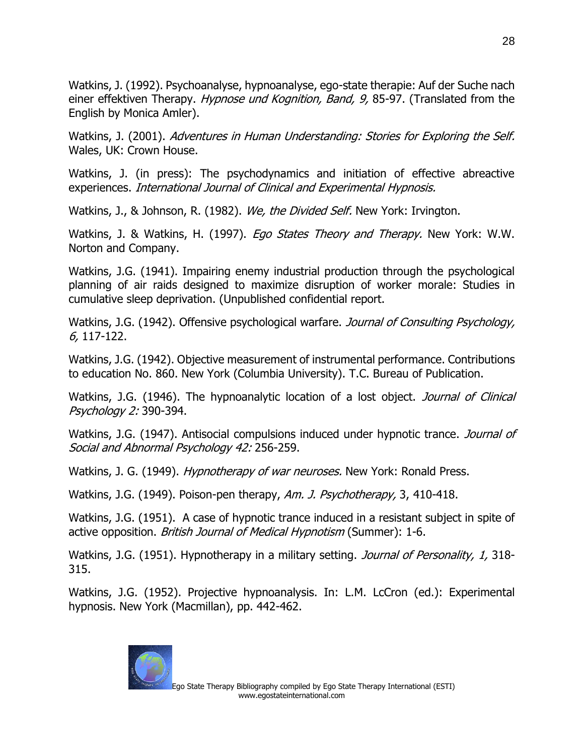Watkins, J. (1992). Psychoanalyse, hypnoanalyse, ego-state therapie: Auf der Suche nach einer effektiven Therapy. *Hypnose und Kognition, Band, 9,* 85-97. (Translated from the English by Monica Amler).

Watkins, J. (2001). *Adventures in Human Understanding: Stories for Exploring the Self.* Wales, UK: Crown House.

Watkins, J. (in press): The psychodynamics and initiation of effective abreactive experiences. *International Journal of Clinical and Experimental Hypnosis.*

Watkins, J., & Johnson, R. (1982). *We, the Divided Self.* New York: Irvington.

Watkins, J. & Watkins, H. (1997). *Ego States Theory and Therapy.* New York: W.W. Norton and Company.

Watkins, J.G. (1941). Impairing enemy industrial production through the psychological planning of air raids designed to maximize disruption of worker morale: Studies in cumulative sleep deprivation. (Unpublished confidential report.

Watkins, J.G. (1942). Offensive psychological warfare. *Journal of Consulting Psychology, 6,* 117-122.

Watkins, J.G. (1942). Objective measurement of instrumental performance. Contributions to education No. 860. New York (Columbia University). T.C. Bureau of Publication.

Watkins, J.G. (1946). The hypnoanalytic location of a lost object. *Journal of Clinical Psychology 2:* 390-394.

Watkins, J.G. (1947). Antisocial compulsions induced under hypnotic trance. *Journal of Social and Abnormal Psychology 42:* 256-259.

Watkins, J. G. (1949). *Hypnotherapy of war neuroses.* New York: Ronald Press.

Watkins, J.G. (1949). Poison-pen therapy, *Am. J. Psychotherapy,* 3, 410-418.

Watkins, J.G. (1951). A case of hypnotic trance induced in a resistant subject in spite of active opposition. *British Journal of Medical Hypnotism* (Summer): 1-6.

Watkins, J.G. (1951). Hypnotherapy in a military setting. *Journal of Personality, 1,* 318-315.

Watkins, J.G. (1952). Projective hypnoanalysis. In: L.M. LcCron (ed.): Experimental hypnosis. New York (Macmillan), pp. 442-462.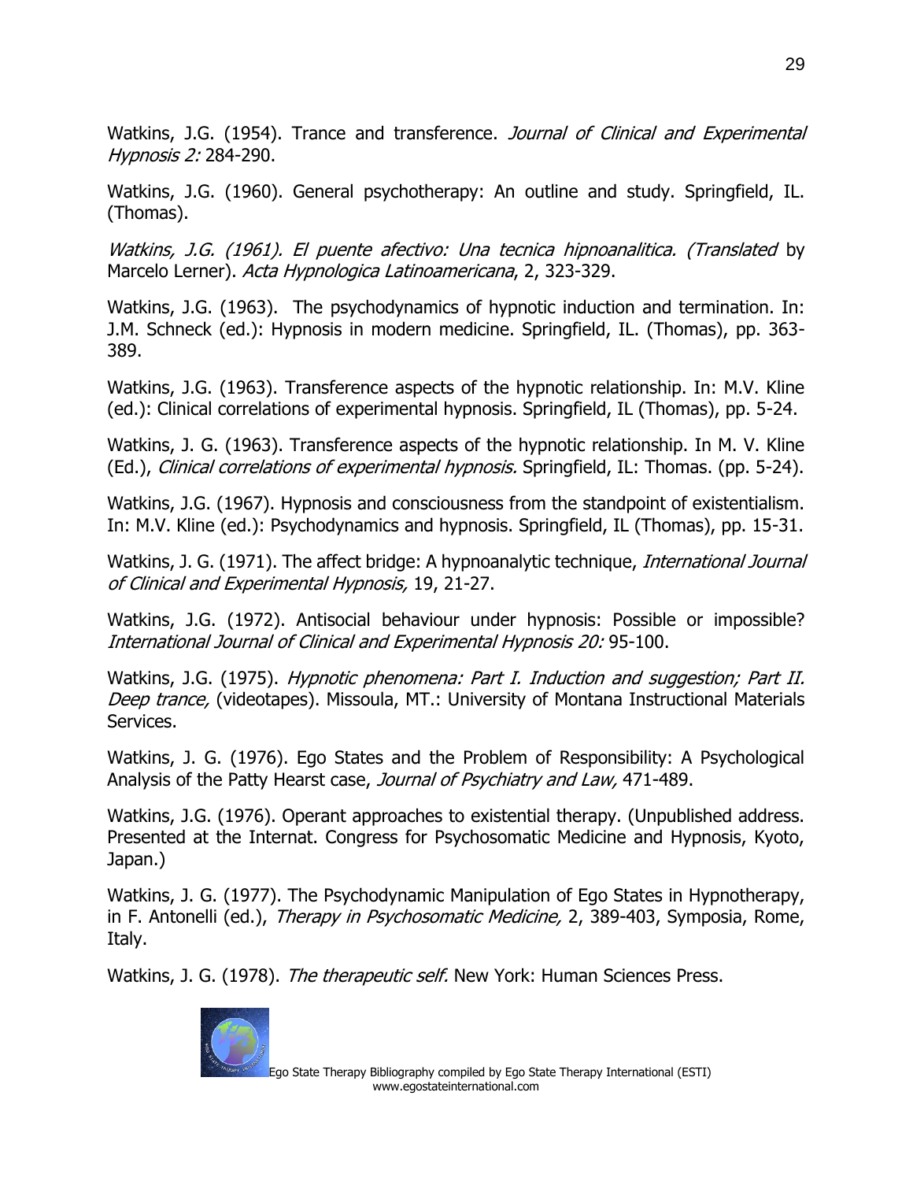Watkins, J.G. (1954). Trance and transference. *Journal of Clinical and Experimental Hypnosis 2:* 284-290.

Watkins, J.G. (1960). General psychotherapy: An outline and study. Springfield, IL. (Thomas).

*Watkins, J.G. (1961). El puente afectivo: Una tecnica hipnoanalitica. (Translated* by Marcelo Lerner). *Acta Hypnologica Latinoamericana*, 2, 323-329.

Watkins, J.G. (1963). The psychodynamics of hypnotic induction and termination. In: J.M. Schneck (ed.): Hypnosis in modern medicine. Springfield, IL. (Thomas), pp. 363-389.

Watkins, J.G. (1963). Transference aspects of the hypnotic relationship. In: M.V. Kline (ed.): Clinical correlations of experimental hypnosis. Springfield, IL (Thomas), pp. 5-24.

Watkins, J. G. (1963). Transference aspects of the hypnotic relationship. In M. V. Kline (Ed.), *Clinical correlations of experimental hypnosis.* Springfield, IL: Thomas. (pp. 5-24).

Watkins, J.G. (1967). Hypnosis and consciousness from the standpoint of existentialism. In: M.V. Kline (ed.): Psychodynamics and hypnosis. Springfield, IL (Thomas), pp. 15-31.

Watkins, J. G. (1971). The affect bridge: A hypnoanalytic technique, *International Journal of Clinical and Experimental Hypnosis,* 19, 21-27.

Watkins, J.G. (1972). Antisocial behaviour under hypnosis: Possible or impossible? *International Journal of Clinical and Experimental Hypnosis 20:* 95-100.

Watkins, J.G. (1975). *Hypnotic phenomena: Part I. Induction and suggestion; Part II. Deep trance,* (videotapes). Missoula, MT.: University of Montana Instructional Materials Services.

Watkins, J. G. (1976). Ego States and the Problem of Responsibility: A Psychological Analysis of the Patty Hearst case, *Journal of Psychiatry and Law,* 471-489.

Watkins, J.G. (1976). Operant approaches to existential therapy. (Unpublished address. Presented at the Internat. Congress for Psychosomatic Medicine and Hypnosis, Kyoto, Japan.)

Watkins, J. G. (1977). The Psychodynamic Manipulation of Ego States in Hypnotherapy, in F. Antonelli (ed.), *Therapy in Psychosomatic Medicine,* 2, 389-403, Symposia, Rome, Italy.

Watkins, J. G. (1978). *The therapeutic self.* New York: Human Sciences Press.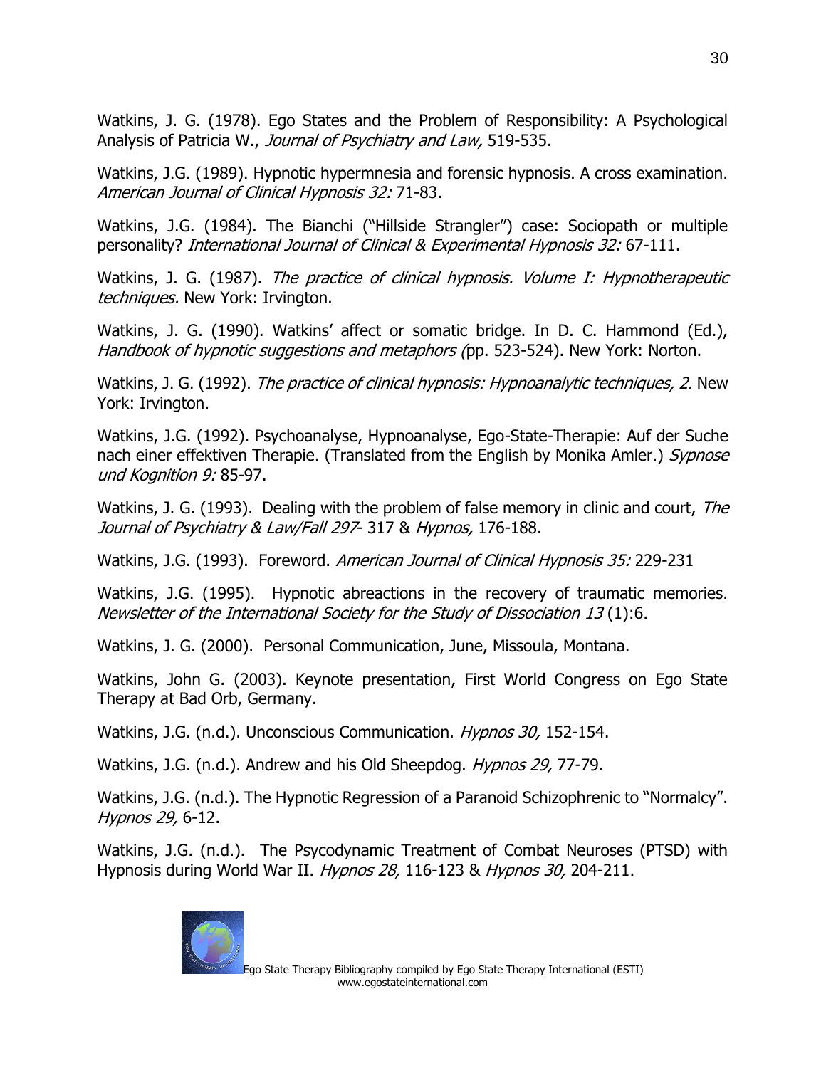Watkins, J. G. (1978). Ego States and the Problem of Responsibility: A Psychological Analysis of Patricia W., *Journal of Psychiatry and Law,* 519-535.

Watkins, J.G. (1989). Hypnotic hypermnesia and forensic hypnosis. A cross examination. *American Journal of Clinical Hypnosis 32:* 71-83.

Watkins, J.G. (1984). The Bianchi ("Hillside Strangler") case: Sociopath or multiple personality? *International Journal of Clinical & Experimental Hypnosis 32:* 67-111.

Watkins, J. G. (1987). *The practice of clinical hypnosis. Volume I: Hypnotherapeutic techniques.* New York: Irvington.

Watkins, J. G. (1990). Watkins' affect or somatic bridge. In D. C. Hammond (Ed.), *Handbook of hypnotic suggestions and metaphors (*pp. 523-524). New York: Norton.

Watkins, J. G. (1992). *The practice of clinical hypnosis: Hypnoanalytic techniques, 2.* New York: Irvington.

Watkins, J.G. (1992). Psychoanalyse, Hypnoanalyse, Ego-State-Therapie: Auf der Suche nach einer effektiven Therapie. (Translated from the English by Monika Amler.) *Sypnose und Kognition 9:* 85-97.

Watkins, J. G. (1993). Dealing with the problem of false memory in clinic and court, *The Journal of Psychiatry & Law/Fall 297*- 317 & *Hypnos,* 176-188.

Watkins, J.G. (1993). Foreword. *American Journal of Clinical Hypnosis 35:* 229-231

Watkins, J.G. (1995). Hypnotic abreactions in the recovery of traumatic memories. *Newsletter of the International Society for the Study of Dissociation 13* (1):6.

Watkins, J. G. (2000). Personal Communication, June, Missoula, Montana.

Watkins, John G. (2003). Keynote presentation, First World Congress on Ego State Therapy at Bad Orb, Germany.

Watkins, J.G. (n.d.). Unconscious Communication. *Hypnos 30,* 152-154.

Watkins, J.G. (n.d.). Andrew and his Old Sheepdog. *Hypnos 29,* 77-79.

Watkins, J.G. (n.d.). The Hypnotic Regression of a Paranoid Schizophrenic to "Normalcy". *Hypnos 29,* 6-12.

Watkins, J.G. (n.d.). The Psycodynamic Treatment of Combat Neuroses (PTSD) with Hypnosis during World War II. *Hypnos 28,* 116-123 & *Hypnos 30,* 204-211.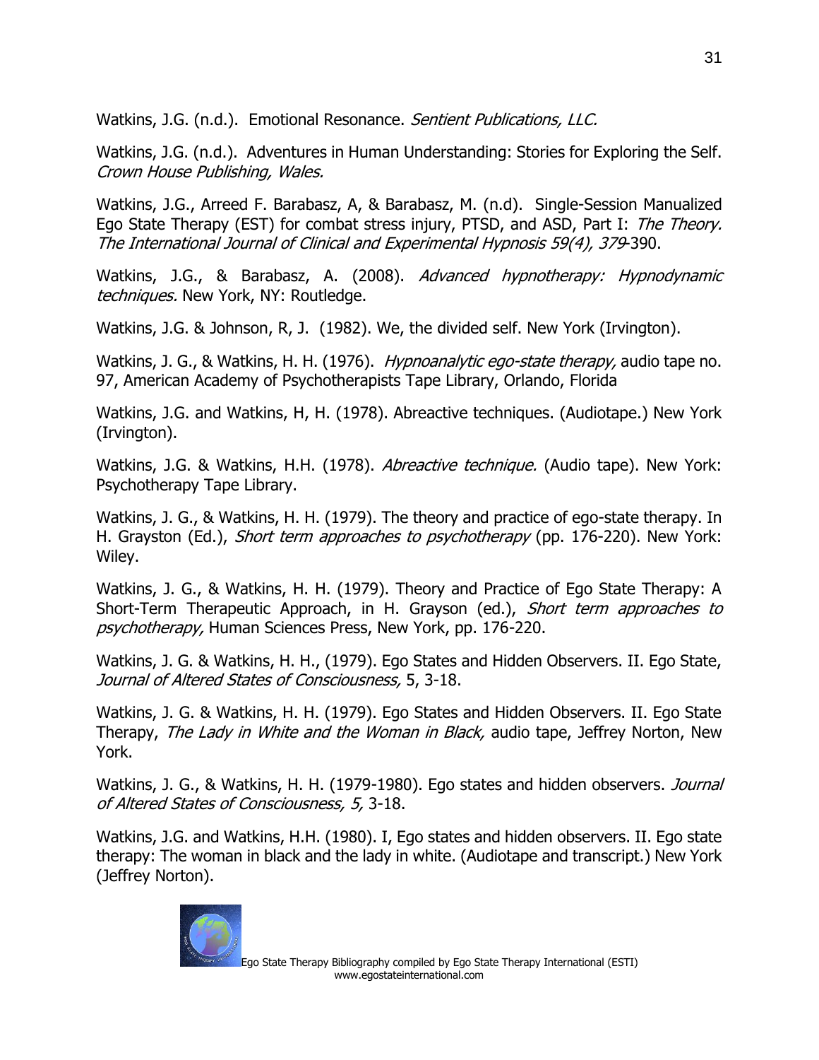Watkins, J.G. (n.d.). Emotional Resonance. *Sentient Publications, LLC.*

Watkins, J.G. (n.d.). Adventures in Human Understanding: Stories for Exploring the Self. *Crown House Publishing, Wales.*

Watkins, J.G., Arreed F. Barabasz, A, & Barabasz, M. (n.d). Single-Session Manualized Ego State Therapy (EST) for combat stress injury, PTSD, and ASD, Part I: *The Theory. The International Journal of Clinical and Experimental Hypnosis 59(4), 379*-390.

Watkins, J.G., & Barabasz, A. (2008). *Advanced hypnotherapy: Hypnodynamic techniques.* New York, NY: Routledge.

Watkins, J.G. & Johnson, R, J. (1982). We, the divided self. New York (Irvington).

Watkins, J. G., & Watkins, H. H. (1976). *Hypnoanalytic ego-state therapy,* audio tape no. 97, American Academy of Psychotherapists Tape Library, Orlando, Florida

Watkins, J.G. and Watkins, H, H. (1978). Abreactive techniques. (Audiotape.) New York (Irvington).

Watkins, J.G. & Watkins, H.H. (1978). *Abreactive technique.* (Audio tape). New York: Psychotherapy Tape Library.

Watkins, J. G., & Watkins, H. H. (1979). The theory and practice of ego-state therapy. In H. Grayston (Ed.), *Short term approaches to psychotherapy* (pp. 176-220). New York: Wiley.

Watkins, J. G., & Watkins, H. H. (1979). Theory and Practice of Ego State Therapy: A Short-Term Therapeutic Approach, in H. Grayson (ed.), *Short term approaches to psychotherapy,* Human Sciences Press, New York, pp. 176-220.

Watkins, J. G. & Watkins, H. H., (1979). Ego States and Hidden Observers. II. Ego State, *Journal of Altered States of Consciousness,* 5, 3-18.

Watkins, J. G. & Watkins, H. H. (1979). Ego States and Hidden Observers. II. Ego State Therapy, *The Lady in White and the Woman in Black,* audio tape, Jeffrey Norton, New York.

Watkins, J. G., & Watkins, H. H. (1979-1980). Ego states and hidden observers. *Journal of Altered States of Consciousness, 5,* 3-18.

Watkins, J.G. and Watkins, H.H. (1980). I, Ego states and hidden observers. II. Ego state therapy: The woman in black and the lady in white. (Audiotape and transcript.) New York (Jeffrey Norton).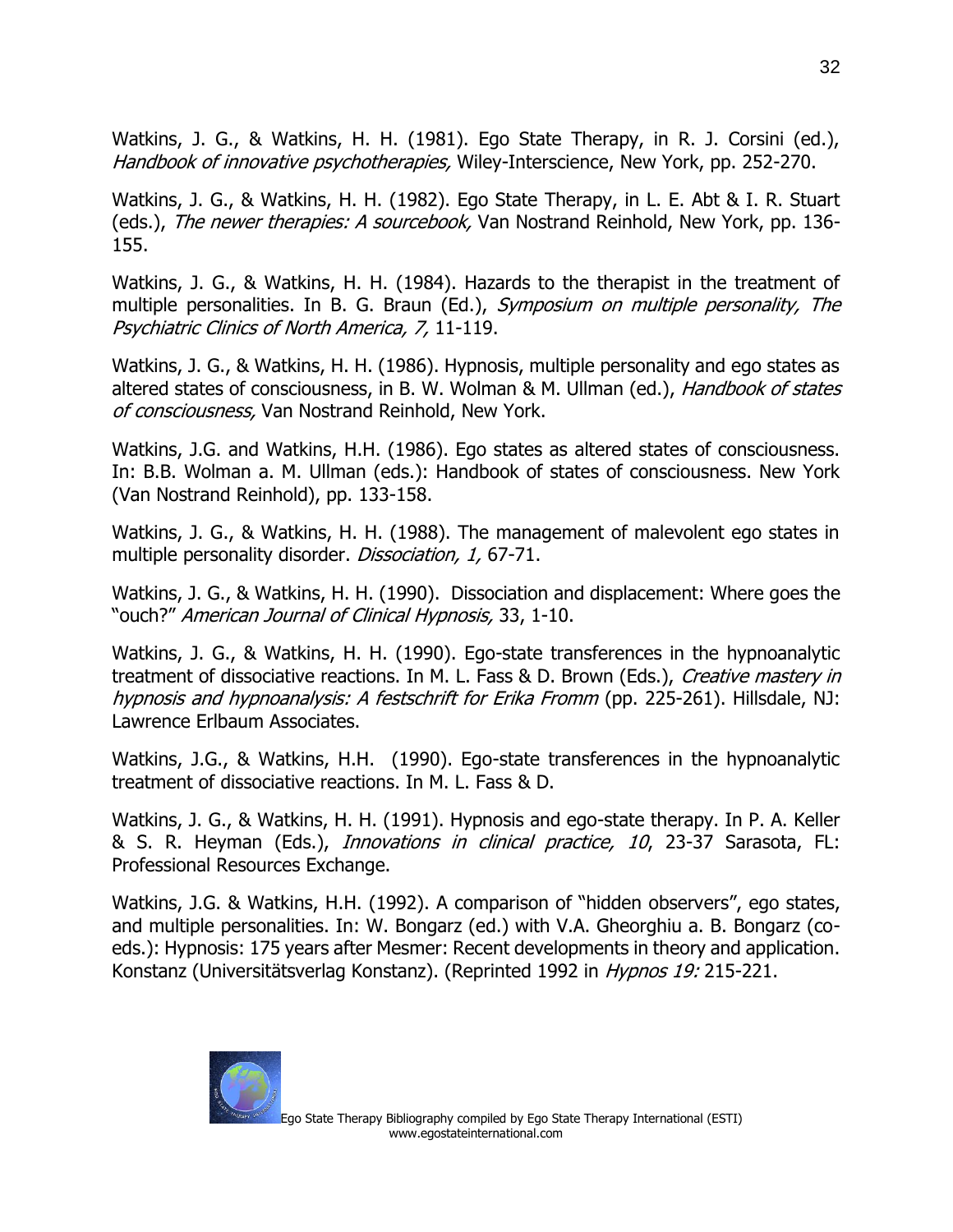Watkins, J. G., & Watkins, H. H. (1981). Ego State Therapy, in R. J. Corsini (ed.), *Handbook of innovative psychotherapies,* Wiley-Interscience, New York, pp. 252-270.

Watkins, J. G., & Watkins, H. H. (1982). Ego State Therapy, in L. E. Abt & I. R. Stuart (eds.), *The newer therapies: A sourcebook,* Van Nostrand Reinhold, New York, pp. 136-155.

Watkins, J. G., & Watkins, H. H. (1984). Hazards to the therapist in the treatment of multiple personalities. In B. G. Braun (Ed.), *Symposium on multiple personality, The Psychiatric Clinics of North America, 7,* 11-119.

Watkins, J. G., & Watkins, H. H. (1986). Hypnosis, multiple personality and ego states as altered states of consciousness, in B. W. Wolman & M. Ullman (ed.), *Handbook of states of consciousness,* Van Nostrand Reinhold, New York.

Watkins, J.G. and Watkins, H.H. (1986). Ego states as altered states of consciousness. In: B.B. Wolman a. M. Ullman (eds.): Handbook of states of consciousness. New York (Van Nostrand Reinhold), pp. 133-158.

Watkins, J. G., & Watkins, H. H. (1988). The management of malevolent ego states in multiple personality disorder. *Dissociation, 1,* 67-71.

Watkins, J. G., & Watkins, H. H. (1990). Dissociation and displacement: Where goes the "ouch?" *American Journal of Clinical Hypnosis,* 33, 1-10.

Watkins, J. G., & Watkins, H. H. (1990). Ego-state transferences in the hypnoanalytic treatment of dissociative reactions. In M. L. Fass & D. Brown (Eds.), *Creative mastery in hypnosis and hypnoanalysis: A festschrift for Erika Fromm* (pp. 225-261). Hillsdale, NJ: Lawrence Erlbaum Associates.

Watkins, J.G., & Watkins, H.H. (1990). Ego-state transferences in the hypnoanalytic treatment of dissociative reactions. In M. L. Fass & D.

Watkins, J. G., & Watkins, H. H. (1991). Hypnosis and ego-state therapy. In P. A. Keller & S. R. Heyman (Eds.), *Innovations in clinical practice, 10*, 23-37 Sarasota, FL: Professional Resources Exchange.

Watkins, J.G. & Watkins, H.H. (1992). A comparison of "hidden observers", ego states, and multiple personalities. In: W. Bongarz (ed.) with V.A. Gheorghiu a. B. Bongarz (co-eds.): Hypnosis: 175 years after Mesmer: Recent developments in theory and application. Konstanz (Universitätsverlag Konstanz). (Reprinted 1992 in *Hypnos 19:* 215-221.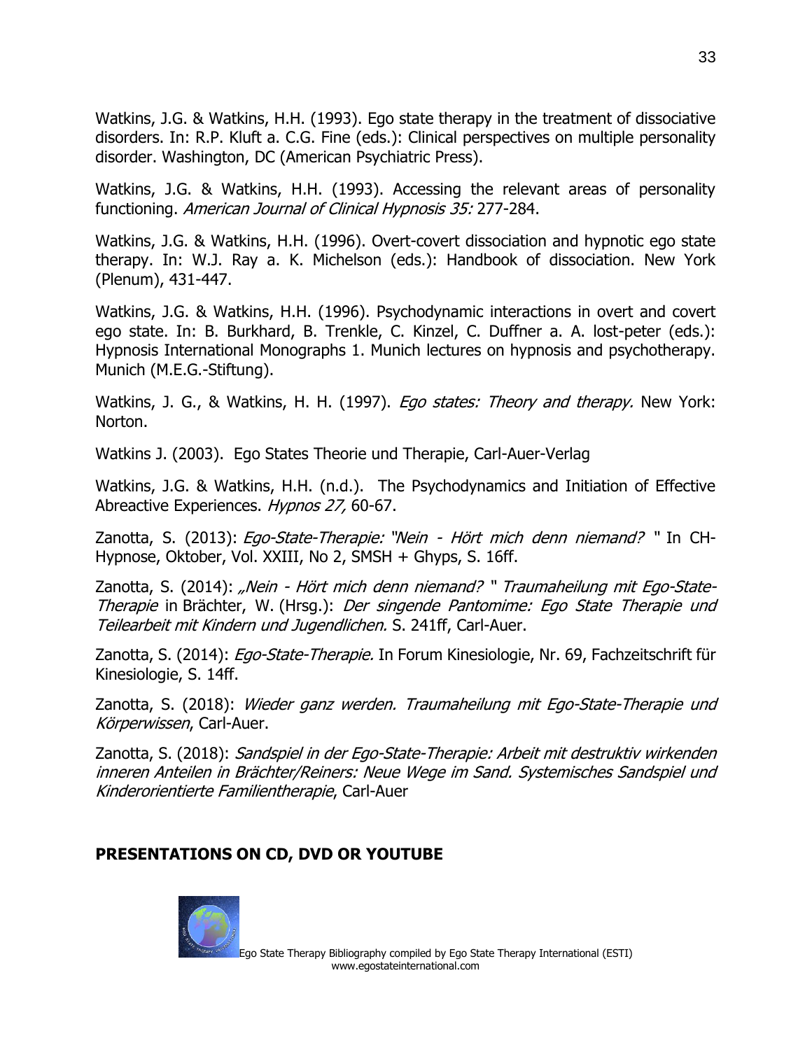Watkins, J.G. & Watkins, H.H. (1993). Ego state therapy in the treatment of dissociative disorders. In: R.P. Kluft a. C.G. Fine (eds.): Clinical perspectives on multiple personality disorder. Washington, DC (American Psychiatric Press).

Watkins, J.G. & Watkins, H.H. (1993). Accessing the relevant areas of personality functioning. *American Journal of Clinical Hypnosis 35:* 277-284.

Watkins, J.G. & Watkins, H.H. (1996). Overt-covert dissociation and hypnotic ego state therapy. In: W.J. Ray a. K. Michelson (eds.): Handbook of dissociation. New York (Plenum), 431-447.

Watkins, J.G. & Watkins, H.H. (1996). Psychodynamic interactions in overt and covert ego state. In: B. Burkhard, B. Trenkle, C. Kinzel, C. Duffner a. A. lost-peter (eds.): Hypnosis International Monographs 1. Munich lectures on hypnosis and psychotherapy. Munich (M.E.G.-Stiftung).

Watkins, J. G., & Watkins, H. H. (1997). *Ego states: Theory and therapy.* New York: Norton.

Watkins J. (2003). Ego States Theorie und Therapie, Carl-Auer-Verlag

Watkins, J.G. & Watkins, H.H. (n.d.). The Psychodynamics and Initiation of Effective Abreactive Experiences. *Hypnos 27,* 60-67.

Zanotta, S. (2013): *Ego-State-Therapie: "Nein - Hört mich denn niemand?* " In CH-Hypnose, Oktober, Vol. XXIII, No 2, SMSH + Ghyps, S. 16ff.

Zanotta, S. (2014): *„Nein - Hört mich denn niemand?* " *Traumaheilung mit Ego-State-Therapie* in Brächter, W. (Hrsg.): *Der singende Pantomime: Ego State Therapie und Teilearbeit mit Kindern und Jugendlichen.* S. 241ff, Carl-Auer.

Zanotta, S. (2014): *Ego-State-Therapie.* In Forum Kinesiologie, Nr. 69, Fachzeitschrift für Kinesiologie, S. 14ff.

Zanotta, S. (2018): *Wieder ganz werden. Traumaheilung mit Ego-State-Therapie und Körperwissen*, Carl-Auer.

Zanotta, S. (2018): *Sandspiel in der Ego-State-Therapie: Arbeit mit destruktiv wirkenden inneren Anteilen in Brächter/Reiners: Neue Wege im Sand. Systemisches Sandspiel und Kinderorientierte Familientherapie*, Carl-Auer

## PRESENTATIONS ON CD, DVD OR YOUTUBE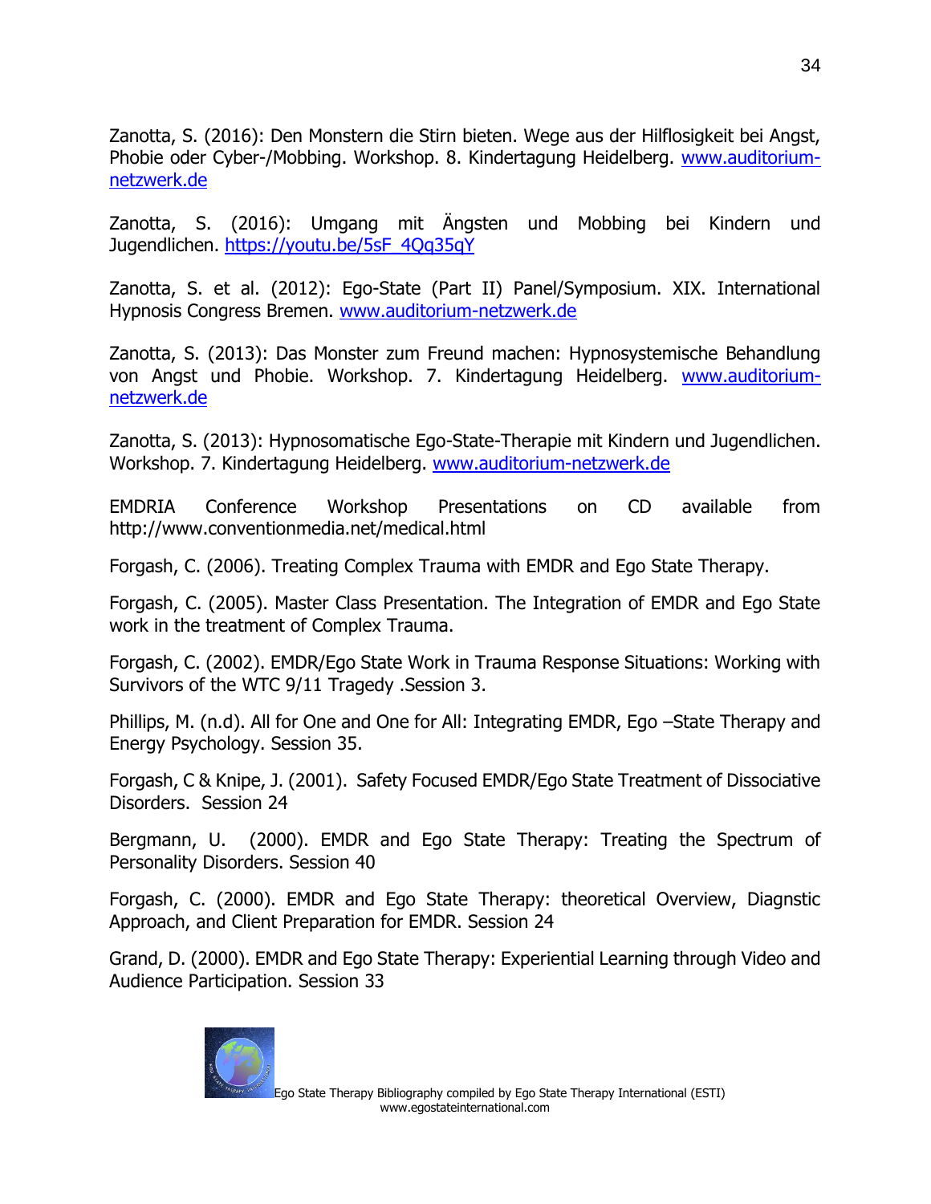Zanotta, S. (2016): Den Monstern die Stirn bieten. Wege aus der Hilflosigkeit bei Angst, Phobie oder Cyber-/Mobbing. Workshop. 8. Kindertagung Heidelberg. www.auditorium-netzwerk.de

Zanotta, S. (2016): Umgang mit Ängsten und Mobbing bei Kindern und Jugendlichen. https://youtu.be/5sF_4Qq35qY

Zanotta, S. et al. (2012): Ego-State (Part II) Panel/Symposium. XIX. International Hypnosis Congress Bremen. www.auditorium-netzwerk.de

Zanotta, S. (2013): Das Monster zum Freund machen: Hypnosystemische Behandlung von Angst und Phobie. Workshop. 7. Kindertagung Heidelberg. www.auditorium-netzwerk.de

Zanotta, S. (2013): Hypnosomatische Ego-State-Therapie mit Kindern und Jugendlichen. Workshop. 7. Kindertagung Heidelberg. www.auditorium-netzwerk.de

EMDRIA Conference Workshop Presentations on CD available from http://www.conventionmedia.net/medical.html

Forgash, C. (2006). Treating Complex Trauma with EMDR and Ego State Therapy.

Forgash, C. (2005). Master Class Presentation. The Integration of EMDR and Ego State work in the treatment of Complex Trauma.

Forgash, C. (2002). EMDR/Ego State Work in Trauma Response Situations: Working with Survivors of the WTC 9/11 Tragedy .Session 3.

Phillips, M. (n.d). All for One and One for All: Integrating EMDR, Ego –State Therapy and Energy Psychology. Session 35.

Forgash, C & Knipe, J. (2001). Safety Focused EMDR/Ego State Treatment of Dissociative Disorders. Session 24

Bergmann, U. (2000). EMDR and Ego State Therapy: Treating the Spectrum of Personality Disorders. Session 40

Forgash, C. (2000). EMDR and Ego State Therapy: theoretical Overview, Diagnstic Approach, and Client Preparation for EMDR. Session 24

Grand, D. (2000). EMDR and Ego State Therapy: Experiential Learning through Video and Audience Participation. Session 33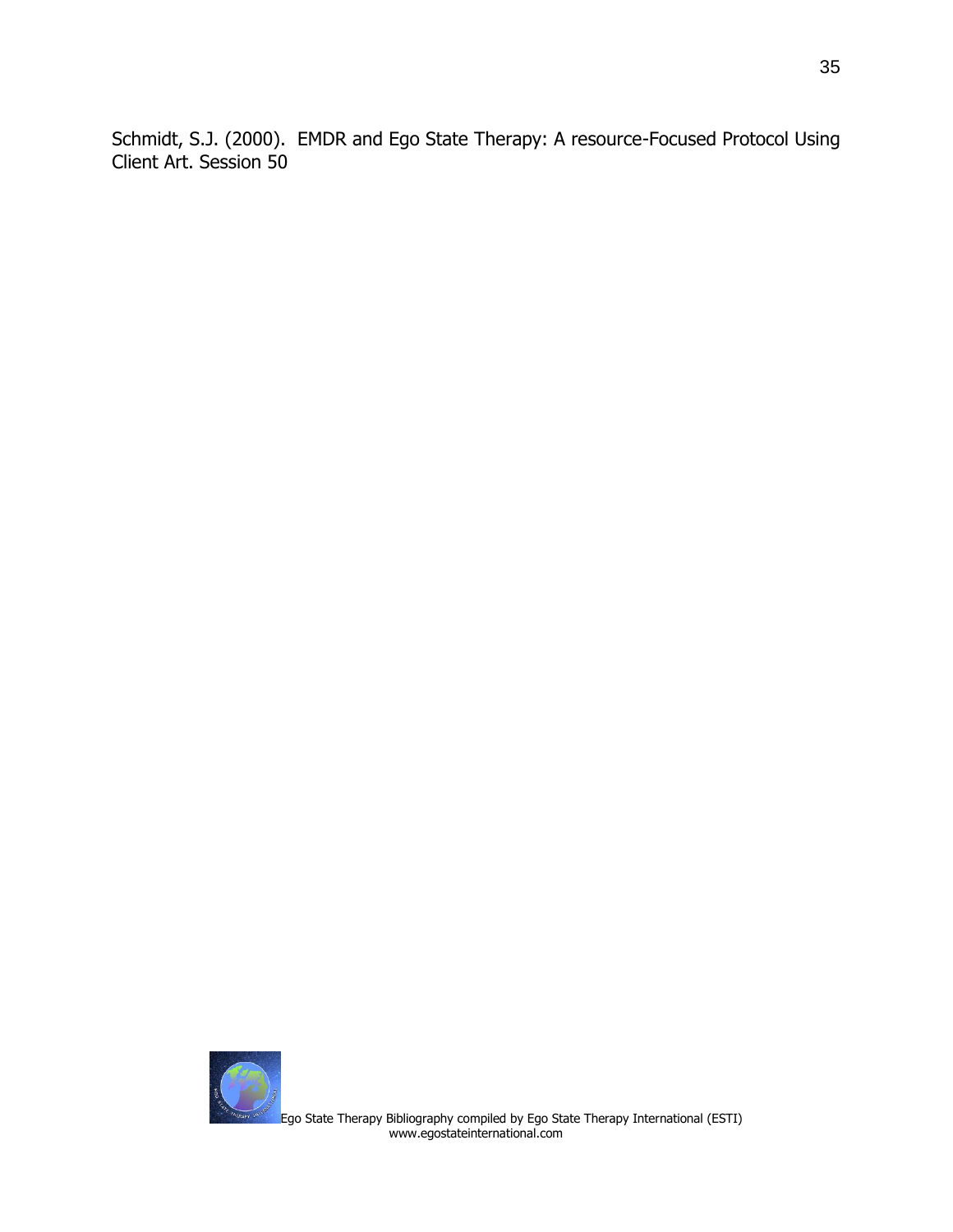Schmidt, S.J. (2000). EMDR and Ego State Therapy: A resource-Focused Protocol Using Client Art. Session 50